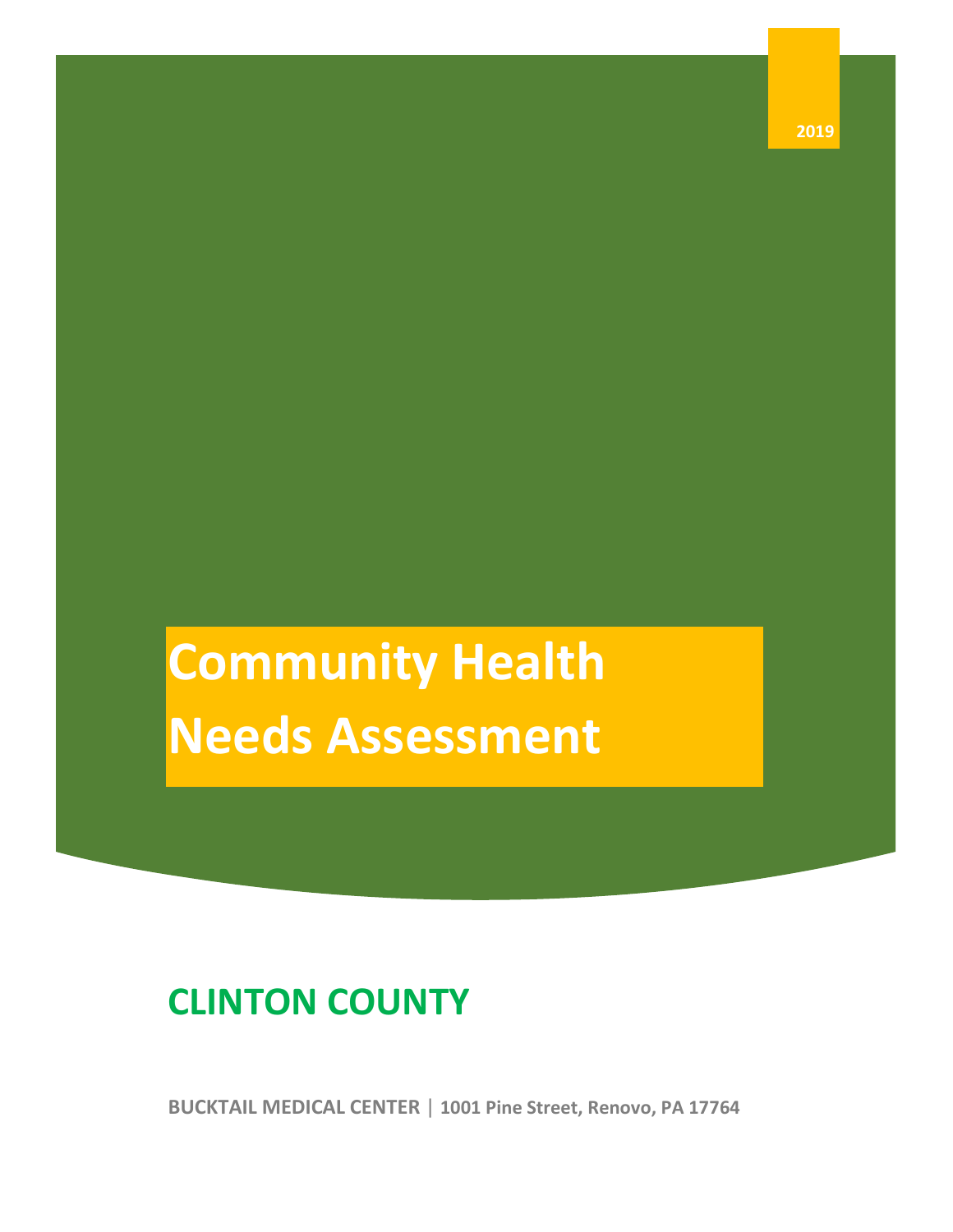2019

# Community Health Needs Assessment

## CLINTON COUNTY

**BUCKTAIL MEDICAL CENTER** | **1001 Pine Street, Renovo, PA 17764**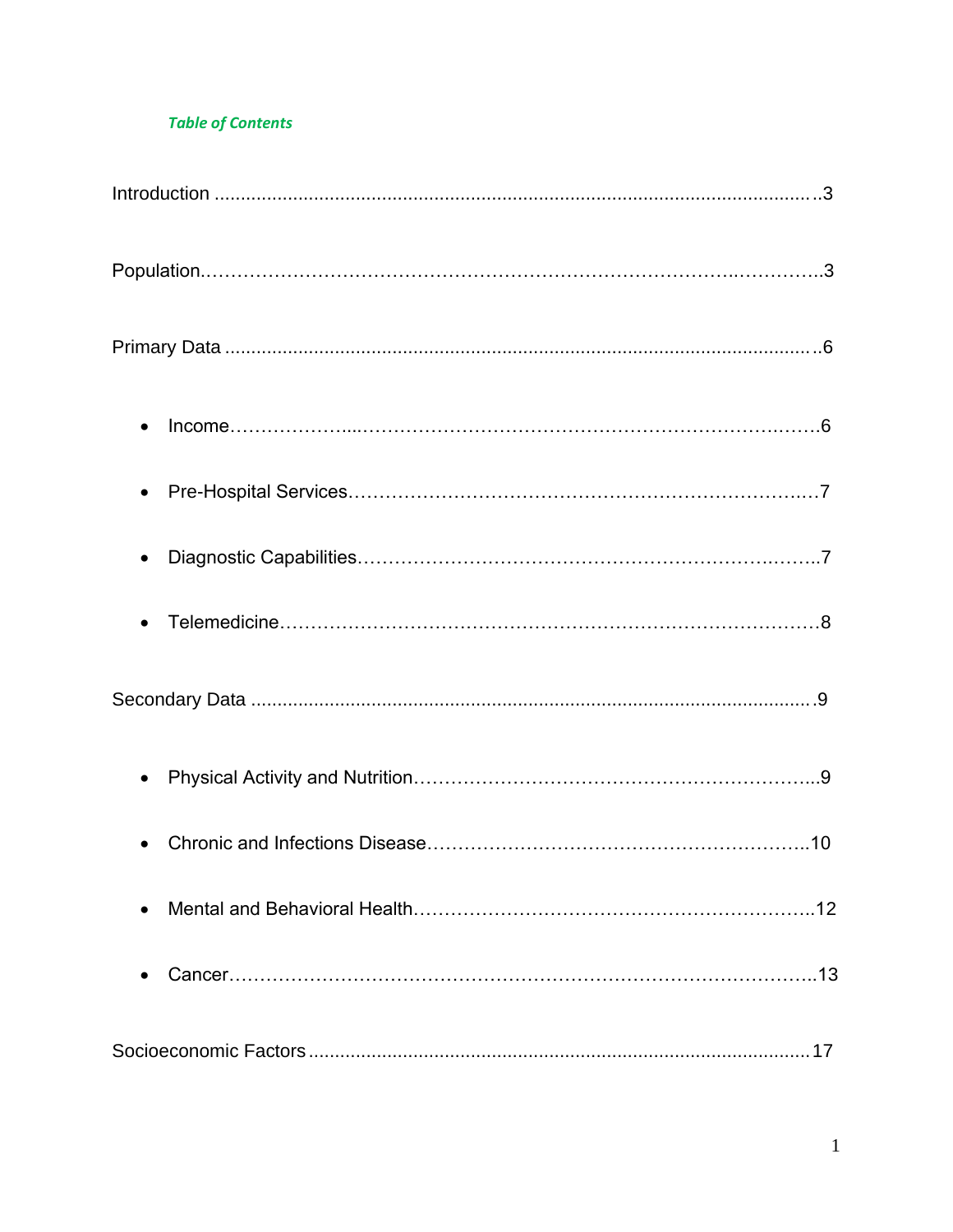## *Table of Contents*

Introduction .....3

Population.....3

Primary Data .....6

- Income.....6
- Pre-Hospital Services.....7
- Diagnostic Capabilities.....7
- Telemedicine.....8

Secondary Data .....9

- Physical Activity and Nutrition.....9
- Chronic and Infections Disease.....10
- Mental and Behavioral Health.....12
- Cancer.....13

Socioeconomic Factors .....17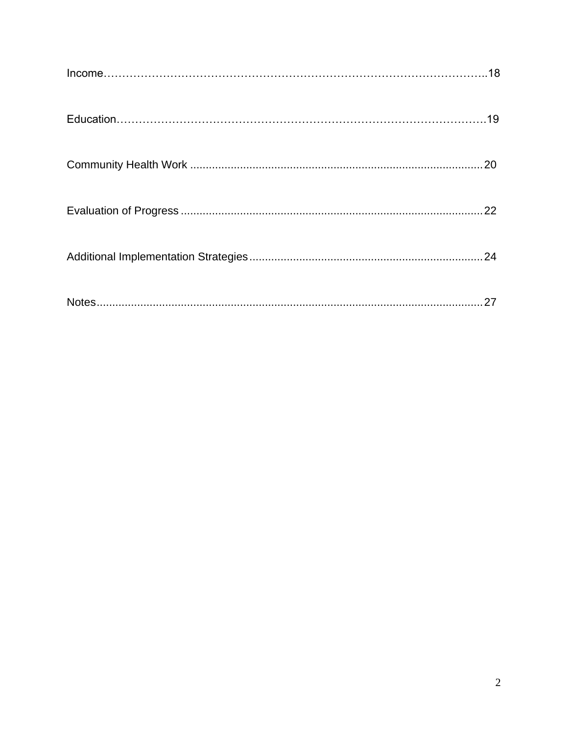Income…………………………………………………………………………………………..18

Education………………………………………………………………………………………19

Community Health Work ............................................................................................20

Evaluation of Progress ................................................................................................22

Additional Implementation Strategies..........................................................................24

Notes...........................................................................................................................27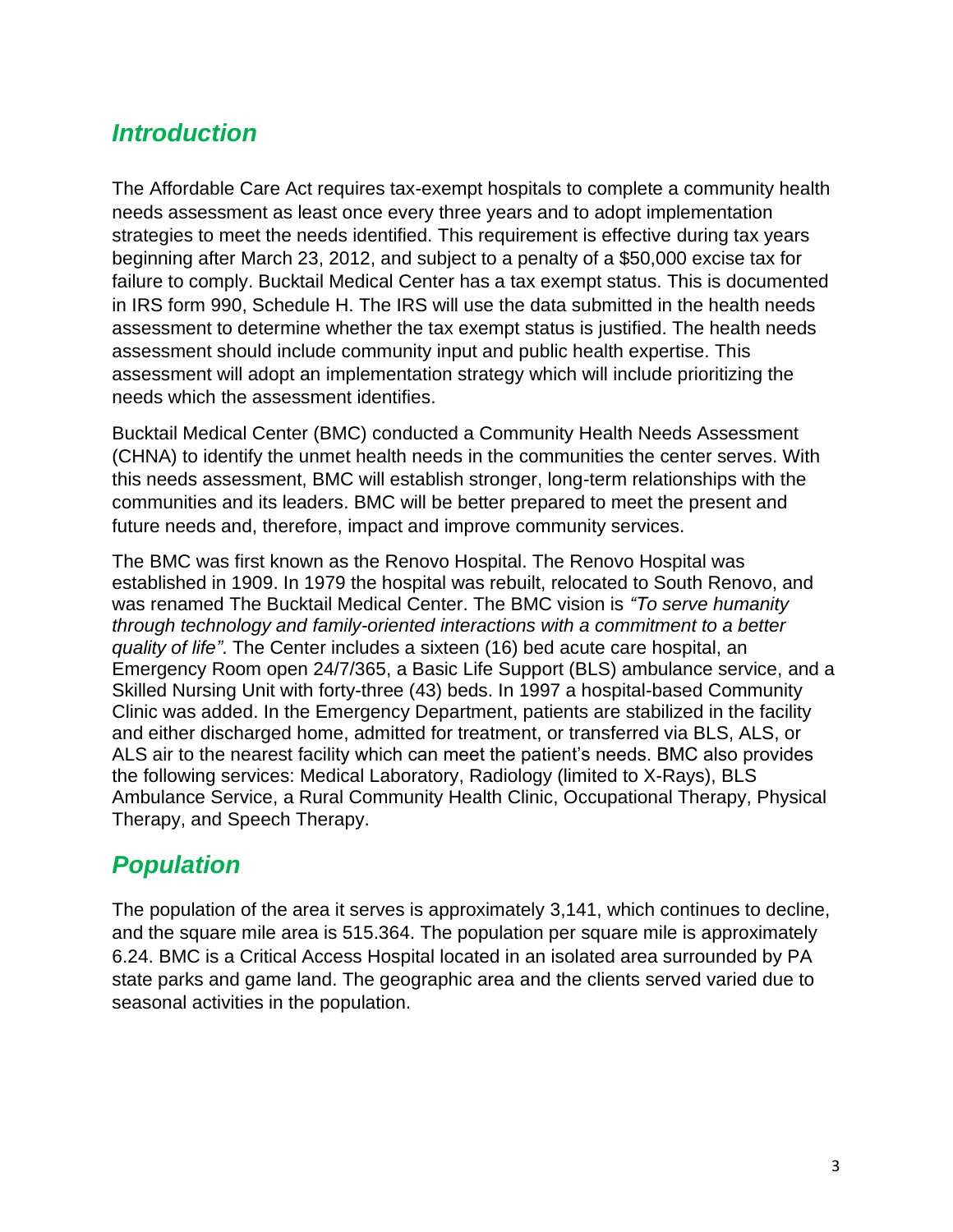## *Introduction*

The Affordable Care Act requires tax-exempt hospitals to complete a community health needs assessment as least once every three years and to adopt implementation strategies to meet the needs identified. This requirement is effective during tax years beginning after March 23, 2012, and subject to a penalty of a $50,000 excise tax for failure to comply. Bucktail Medical Center has a tax exempt status. This is documented in IRS form 990, Schedule H. The IRS will use the data submitted in the health needs assessment to determine whether the tax exempt status is justified. The health needs assessment should include community input and public health expertise. This assessment will adopt an implementation strategy which will include prioritizing the needs which the assessment identifies.

Bucktail Medical Center (BMC) conducted a Community Health Needs Assessment (CHNA) to identify the unmet health needs in the communities the center serves. With this needs assessment, BMC will establish stronger, long-term relationships with the communities and its leaders. BMC will be better prepared to meet the present and future needs and, therefore, impact and improve community services.

The BMC was first known as the Renovo Hospital. The Renovo Hospital was established in 1909. In 1979 the hospital was rebuilt, relocated to South Renovo, and was renamed The Bucktail Medical Center. The BMC vision is *"To serve humanity through technology and family-oriented interactions with a commitment to a better quality of life"*. The Center includes a sixteen (16) bed acute care hospital, an Emergency Room open 24/7/365, a Basic Life Support (BLS) ambulance service, and a Skilled Nursing Unit with forty-three (43) beds. In 1997 a hospital-based Community Clinic was added. In the Emergency Department, patients are stabilized in the facility and either discharged home, admitted for treatment, or transferred via BLS, ALS, or ALS air to the nearest facility which can meet the patient's needs. BMC also provides the following services: Medical Laboratory, Radiology (limited to X-Rays), BLS Ambulance Service, a Rural Community Health Clinic, Occupational Therapy, Physical Therapy, and Speech Therapy.

## *Population*

The population of the area it serves is approximately 3,141, which continues to decline, and the square mile area is 515.364. The population per square mile is approximately 6.24. BMC is a Critical Access Hospital located in an isolated area surrounded by PA state parks and game land. The geographic area and the clients served varied due to seasonal activities in the population.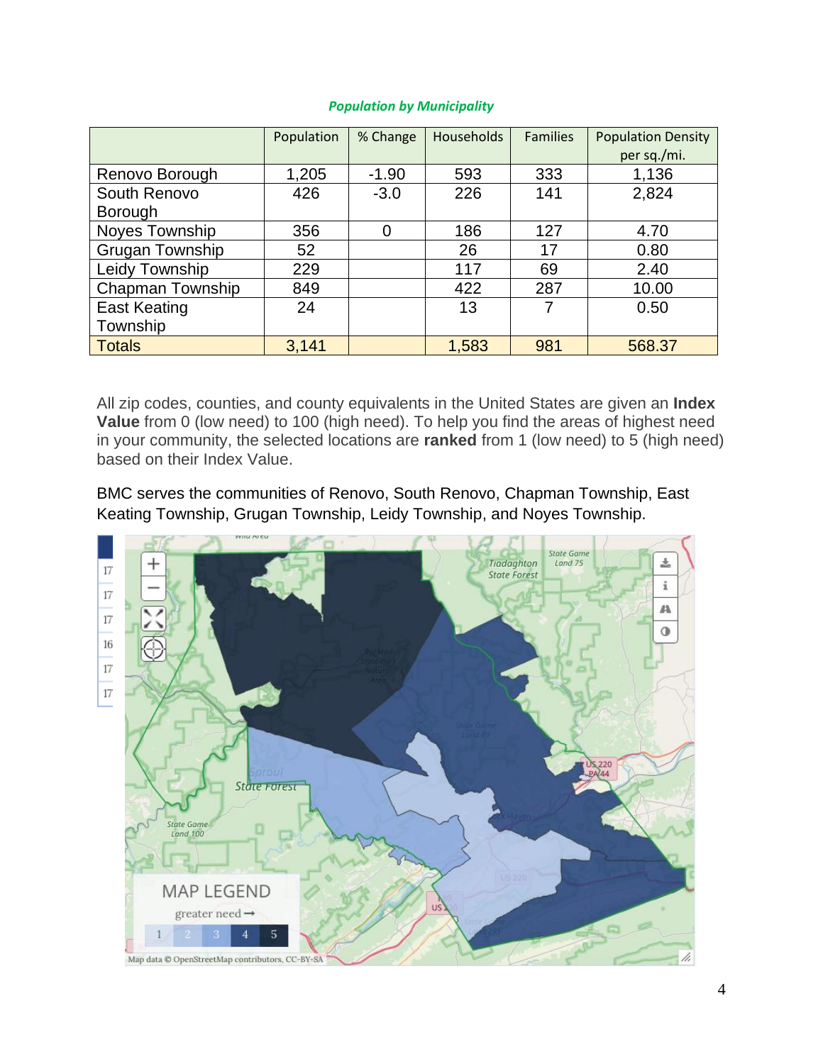***Population by Municipality***

| | Population | % Change | Households | Families | Population Density per sq./mi. |
|---|---|---|---|---|---|
| Renovo Borough | 1,205 | -1.90 | 593 | 333 | 1,136 |
| South Renovo Borough | 426 | -3.0 | 226 | 141 | 2,824 |
| Noyes Township | 356 | 0 | 186 | 127 | 4.70 |
| Grugan Township | 52 | | 26 | 17 | 0.80 |
| Leidy Township | 229 | | 117 | 69 | 2.40 |
| Chapman Township | 849 | | 422 | 287 | 10.00 |
| East Keating Township | 24 | | 13 | 7 | 0.50 |
| Totals | 3,141 | | 1,583 | 981 | 568.37 |

All zip codes, counties, and county equivalents in the United States are given an **Index Value** from 0 (low need) to 100 (high need). To help you find the areas of highest need in your community, the selected locations are **ranked** from 1 (low need) to 5 (high need) based on their Index Value.

BMC serves the communities of Renovo, South Renovo, Chapman Township, East Keating Township, Grugan Township, Leidy Township, and Noyes Township.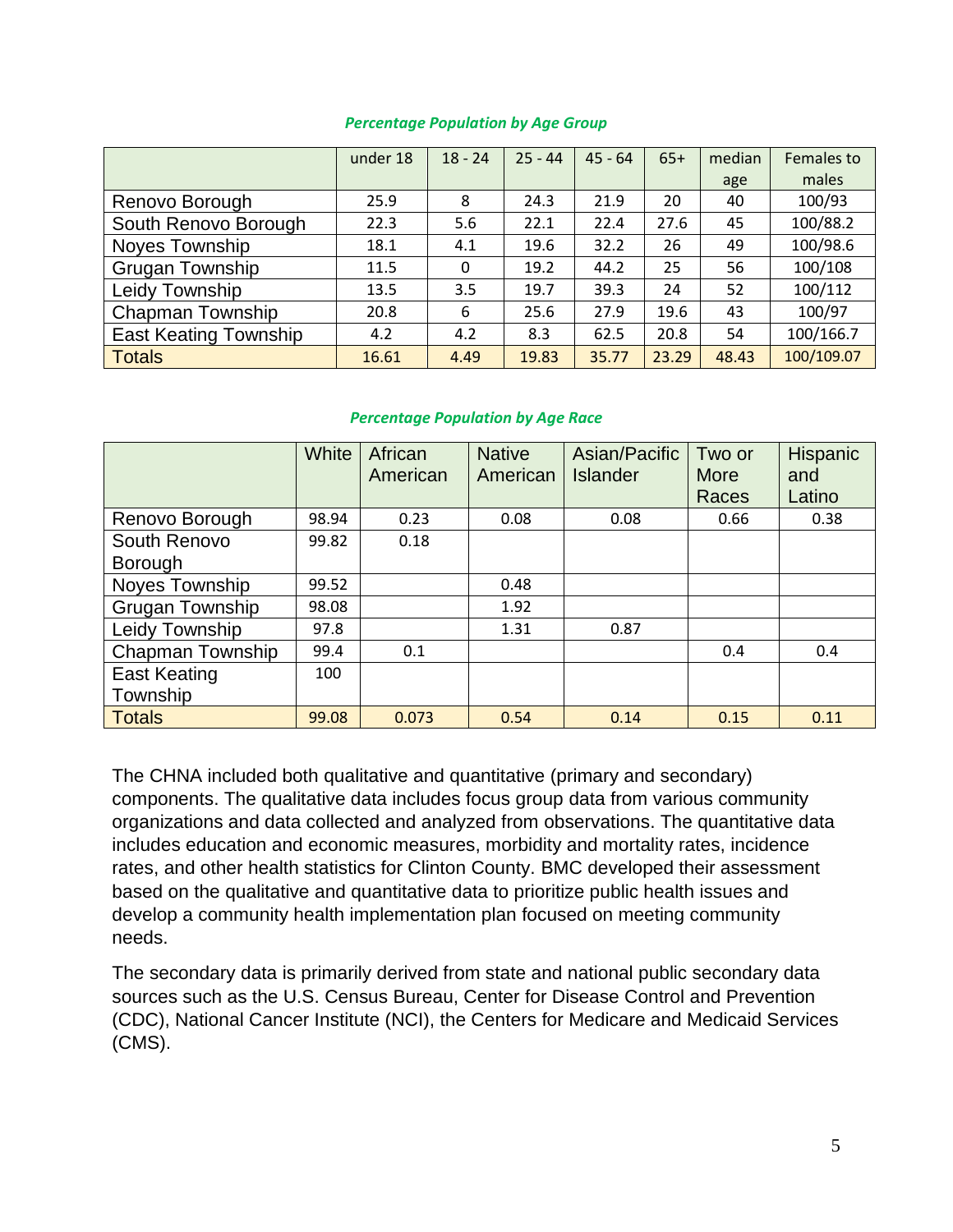***Percentage Population by Age Group***

| | under 18 | 18 - 24 | 25 - 44 | 45 - 64 | 65+ | median age | Females to males |
|---|---|---|---|---|---|---|---|
| Renovo Borough | 25.9 | 8 | 24.3 | 21.9 | 20 | 40 | 100/93 |
| South Renovo Borough | 22.3 | 5.6 | 22.1 | 22.4 | 27.6 | 45 | 100/88.2 |
| Noyes Township | 18.1 | 4.1 | 19.6 | 32.2 | 26 | 49 | 100/98.6 |
| Grugan Township | 11.5 | 0 | 19.2 | 44.2 | 25 | 56 | 100/108 |
| Leidy Township | 13.5 | 3.5 | 19.7 | 39.3 | 24 | 52 | 100/112 |
| Chapman Township | 20.8 | 6 | 25.6 | 27.9 | 19.6 | 43 | 100/97 |
| East Keating Township | 4.2 | 4.2 | 8.3 | 62.5 | 20.8 | 54 | 100/166.7 |
| Totals | 16.61 | 4.49 | 19.83 | 35.77 | 23.29 | 48.43 | 100/109.07 |

***Percentage Population by Age Race***

| | White | African American | Native American | Asian/Pacific Islander | Two or More Races | Hispanic and Latino |
|---|---|---|---|---|---|---|
| Renovo Borough | 98.94 | 0.23 | 0.08 | 0.08 | 0.66 | 0.38 |
| South Renovo Borough | 99.82 | 0.18 | | | | |
| Noyes Township | 99.52 | | 0.48 | | | |
| Grugan Township | 98.08 | | 1.92 | | | |
| Leidy Township | 97.8 | | 1.31 | 0.87 | | |
| Chapman Township | 99.4 | 0.1 | | | 0.4 | 0.4 |
| East Keating Township | 100 | | | | | |
| Totals | 99.08 | 0.073 | 0.54 | 0.14 | 0.15 | 0.11 |

The CHNA included both qualitative and quantitative (primary and secondary) components. The qualitative data includes focus group data from various community organizations and data collected and analyzed from observations. The quantitative data includes education and economic measures, morbidity and mortality rates, incidence rates, and other health statistics for Clinton County. BMC developed their assessment based on the qualitative and quantitative data to prioritize public health issues and develop a community health implementation plan focused on meeting community needs.

The secondary data is primarily derived from state and national public secondary data sources such as the U.S. Census Bureau, Center for Disease Control and Prevention (CDC), National Cancer Institute (NCI), the Centers for Medicare and Medicaid Services (CMS).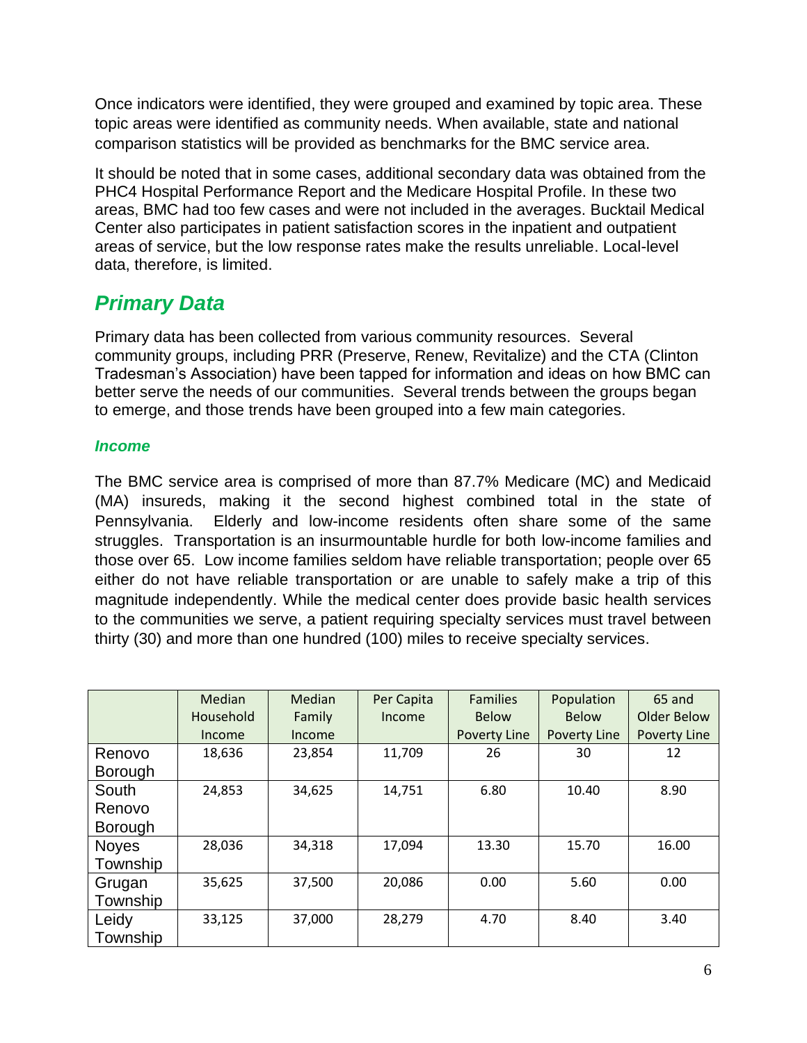Once indicators were identified, they were grouped and examined by topic area. These topic areas were identified as community needs. When available, state and national comparison statistics will be provided as benchmarks for the BMC service area.

It should be noted that in some cases, additional secondary data was obtained from the PHC4 Hospital Performance Report and the Medicare Hospital Profile. In these two areas, BMC had too few cases and were not included in the averages. Bucktail Medical Center also participates in patient satisfaction scores in the inpatient and outpatient areas of service, but the low response rates make the results unreliable. Local-level data, therefore, is limited.

## *Primary Data*

Primary data has been collected from various community resources. Several community groups, including PRR (Preserve, Renew, Revitalize) and the CTA (Clinton Tradesman's Association) have been tapped for information and ideas on how BMC can better serve the needs of our communities. Several trends between the groups began to emerge, and those trends have been grouped into a few main categories.

### *Income*

The BMC service area is comprised of more than 87.7% Medicare (MC) and Medicaid (MA) insureds, making it the second highest combined total in the state of Pennsylvania. Elderly and low-income residents often share some of the same struggles. Transportation is an insurmountable hurdle for both low-income families and those over 65. Low income families seldom have reliable transportation; people over 65 either do not have reliable transportation or are unable to safely make a trip of this magnitude independently. While the medical center does provide basic health services to the communities we serve, a patient requiring specialty services must travel between thirty (30) and more than one hundred (100) miles to receive specialty services.

| | Median Household Income | Median Family Income | Per Capita Income | Families Below Poverty Line | Population Below Poverty Line | 65 and Older Below Poverty Line |
|---|---|---|---|---|---|---|
| Renovo Borough | 18,636 | 23,854 | 11,709 | 26 | 30 | 12 |
| South Renovo Borough | 24,853 | 34,625 | 14,751 | 6.80 | 10.40 | 8.90 |
| Noyes Township | 28,036 | 34,318 | 17,094 | 13.30 | 15.70 | 16.00 |
| Grugan Township | 35,625 | 37,500 | 20,086 | 0.00 | 5.60 | 0.00 |
| Leidy Township | 33,125 | 37,000 | 28,279 | 4.70 | 8.40 | 3.40 |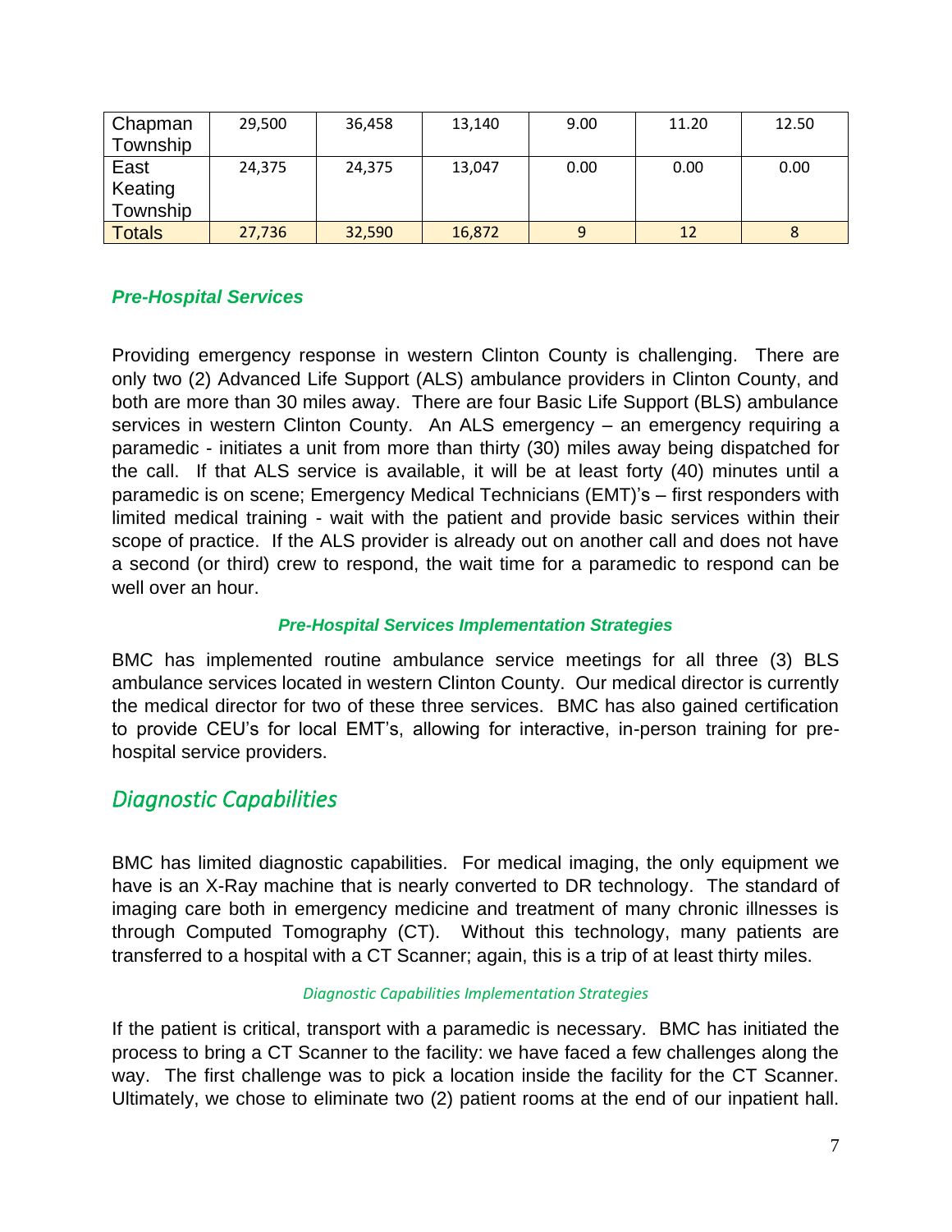| Chapman Township | 29,500 | 36,458 | 13,140 | 9.00 | 11.20 | 12.50 |
|---|---|---|---|---|---|---|
| East Keating Township | 24,375 | 24,375 | 13,047 | 0.00 | 0.00 | 0.00 |
| Totals | 27,736 | 32,590 | 16,872 | 9 | 12 | 8 |

### *Pre-Hospital Services*

Providing emergency response in western Clinton County is challenging. There are only two (2) Advanced Life Support (ALS) ambulance providers in Clinton County, and both are more than 30 miles away. There are four Basic Life Support (BLS) ambulance services in western Clinton County. An ALS emergency – an emergency requiring a paramedic - initiates a unit from more than thirty (30) miles away being dispatched for the call. If that ALS service is available, it will be at least forty (40) minutes until a paramedic is on scene; Emergency Medical Technicians (EMT)'s – first responders with limited medical training - wait with the patient and provide basic services within their scope of practice. If the ALS provider is already out on another call and does not have a second (or third) crew to respond, the wait time for a paramedic to respond can be well over an hour.

#### *Pre-Hospital Services Implementation Strategies*

BMC has implemented routine ambulance service meetings for all three (3) BLS ambulance services located in western Clinton County. Our medical director is currently the medical director for two of these three services. BMC has also gained certification to provide CEU's for local EMT's, allowing for interactive, in-person training for pre-hospital service providers.

## *Diagnostic Capabilities*

BMC has limited diagnostic capabilities. For medical imaging, the only equipment we have is an X-Ray machine that is nearly converted to DR technology. The standard of imaging care both in emergency medicine and treatment of many chronic illnesses is through Computed Tomography (CT). Without this technology, many patients are transferred to a hospital with a CT Scanner; again, this is a trip of at least thirty miles.

#### *Diagnostic Capabilities Implementation Strategies*

If the patient is critical, transport with a paramedic is necessary. BMC has initiated the process to bring a CT Scanner to the facility: we have faced a few challenges along the way. The first challenge was to pick a location inside the facility for the CT Scanner. Ultimately, we chose to eliminate two (2) patient rooms at the end of our inpatient hall.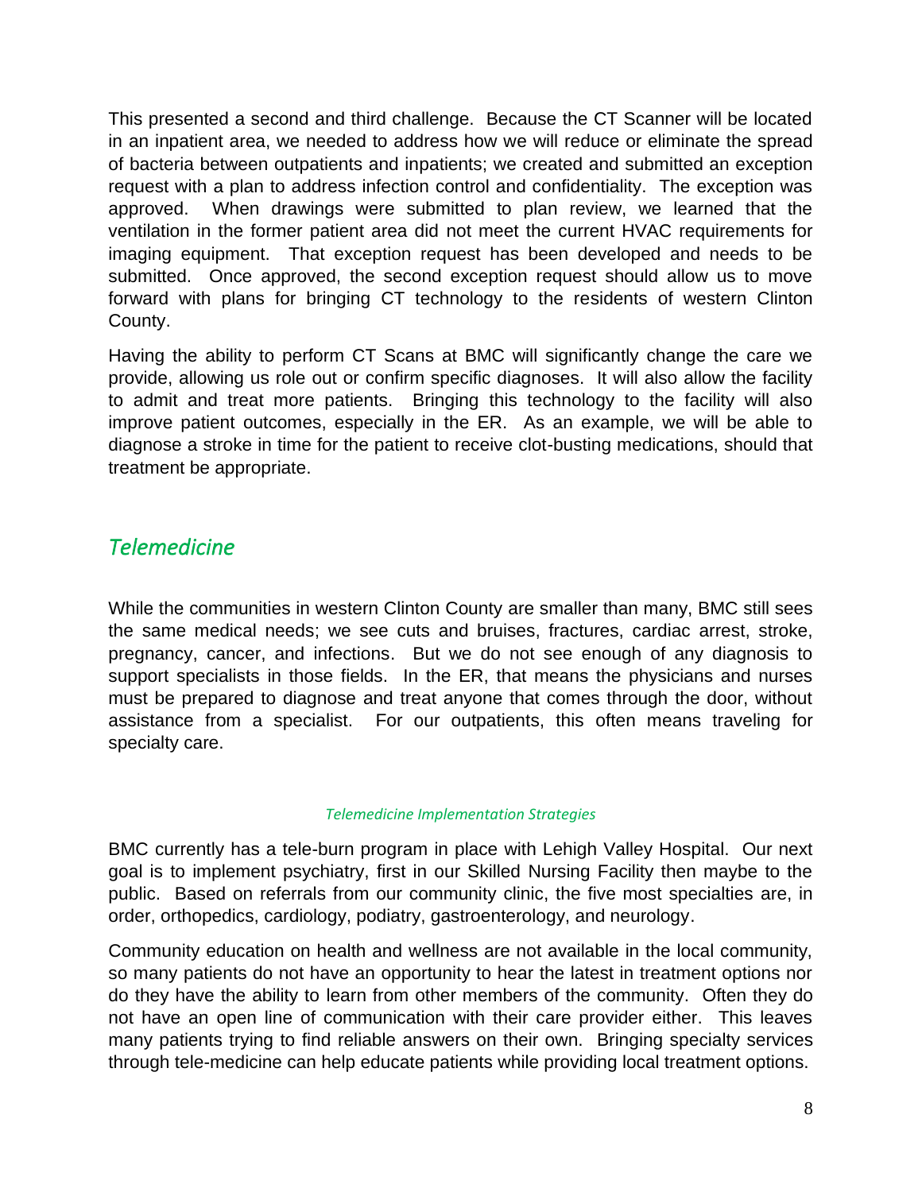This presented a second and third challenge. Because the CT Scanner will be located in an inpatient area, we needed to address how we will reduce or eliminate the spread of bacteria between outpatients and inpatients; we created and submitted an exception request with a plan to address infection control and confidentiality. The exception was approved. When drawings were submitted to plan review, we learned that the ventilation in the former patient area did not meet the current HVAC requirements for imaging equipment. That exception request has been developed and needs to be submitted. Once approved, the second exception request should allow us to move forward with plans for bringing CT technology to the residents of western Clinton County.

Having the ability to perform CT Scans at BMC will significantly change the care we provide, allowing us role out or confirm specific diagnoses. It will also allow the facility to admit and treat more patients. Bringing this technology to the facility will also improve patient outcomes, especially in the ER. As an example, we will be able to diagnose a stroke in time for the patient to receive clot-busting medications, should that treatment be appropriate.

## *Telemedicine*

While the communities in western Clinton County are smaller than many, BMC still sees the same medical needs; we see cuts and bruises, fractures, cardiac arrest, stroke, pregnancy, cancer, and infections. But we do not see enough of any diagnosis to support specialists in those fields. In the ER, that means the physicians and nurses must be prepared to diagnose and treat anyone that comes through the door, without assistance from a specialist. For our outpatients, this often means traveling for specialty care.

### *Telemedicine Implementation Strategies*

BMC currently has a tele-burn program in place with Lehigh Valley Hospital. Our next goal is to implement psychiatry, first in our Skilled Nursing Facility then maybe to the public. Based on referrals from our community clinic, the five most specialties are, in order, orthopedics, cardiology, podiatry, gastroenterology, and neurology.

Community education on health and wellness are not available in the local community, so many patients do not have an opportunity to hear the latest in treatment options nor do they have the ability to learn from other members of the community. Often they do not have an open line of communication with their care provider either. This leaves many patients trying to find reliable answers on their own. Bringing specialty services through tele-medicine can help educate patients while providing local treatment options.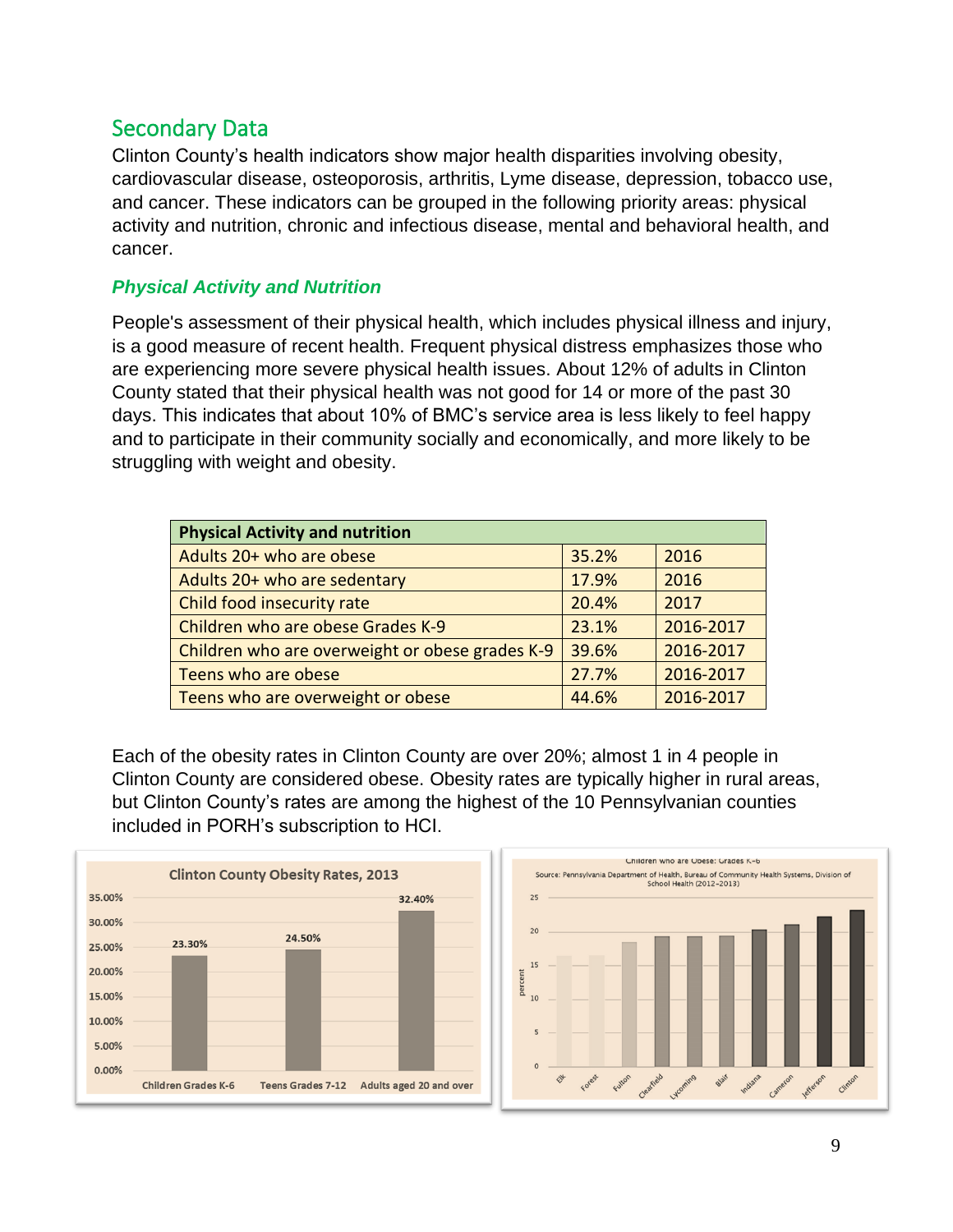## Secondary Data

Clinton County's health indicators show major health disparities involving obesity, cardiovascular disease, osteoporosis, arthritis, Lyme disease, depression, tobacco use, and cancer. These indicators can be grouped in the following priority areas: physical activity and nutrition, chronic and infectious disease, mental and behavioral health, and cancer.

### *Physical Activity and Nutrition*

People's assessment of their physical health, which includes physical illness and injury, is a good measure of recent health. Frequent physical distress emphasizes those who are experiencing more severe physical health issues. About 12% of adults in Clinton County stated that their physical health was not good for 14 or more of the past 30 days. This indicates that about 10% of BMC's service area is less likely to feel happy and to participate in their community socially and economically, and more likely to be struggling with weight and obesity.

| Physical Activity and nutrition | | |
|---|---|---|
| Adults 20+ who are obese | 35.2% | 2016 |
| Adults 20+ who are sedentary | 17.9% | 2016 |
| Child food insecurity rate | 20.4% | 2017 |
| Children who are obese Grades K-9 | 23.1% | 2016-2017 |
| Children who are overweight or obese grades K-9 | 39.6% | 2016-2017 |
| Teens who are obese | 27.7% | 2016-2017 |
| Teens who are overweight or obese | 44.6% | 2016-2017 |

Each of the obesity rates in Clinton County are over 20%; almost 1 in 4 people in Clinton County are considered obese. Obesity rates are typically higher in rural areas, but Clinton County's rates are among the highest of the 10 Pennsylvanian counties included in PORH's subscription to HCI.

**Clinton County Obesity Rates, 2013**

| Group | Rate |
|---|---|
| Children Grades K-6 | 23.30% |
| Teens Grades 7-12 | 24.50% |
| Adults aged 20 and over | 32.40% |

**Children who are Obese: Grades K-6**

Source: Pennsylvania Department of Health, Bureau of Community Health Systems, Division of School Health (2012-2013)

Counties shown (percent): Elk, Forest, Fulton, Clearfield, Lycoming, Blair, Indiana, Cameron, Jefferson, Clinton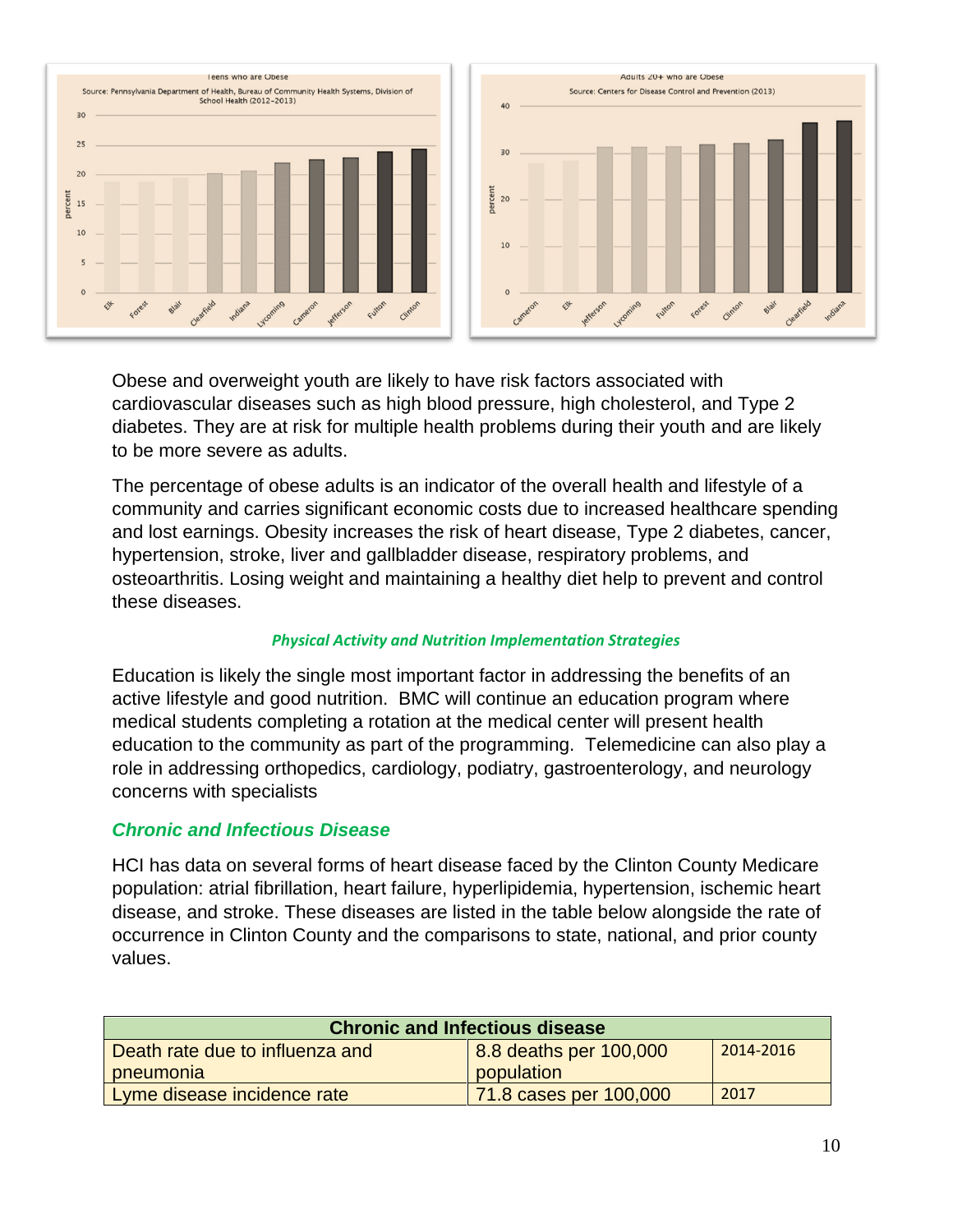Obese and overweight youth are likely to have risk factors associated with cardiovascular diseases such as high blood pressure, high cholesterol, and Type 2 diabetes. They are at risk for multiple health problems during their youth and are likely to be more severe as adults.

The percentage of obese adults is an indicator of the overall health and lifestyle of a community and carries significant economic costs due to increased healthcare spending and lost earnings. Obesity increases the risk of heart disease, Type 2 diabetes, cancer, hypertension, stroke, liver and gallbladder disease, respiratory problems, and osteoarthritis. Losing weight and maintaining a healthy diet help to prevent and control these diseases.

#### *Physical Activity and Nutrition Implementation Strategies*

Education is likely the single most important factor in addressing the benefits of an active lifestyle and good nutrition. BMC will continue an education program where medical students completing a rotation at the medical center will present health education to the community as part of the programming. Telemedicine can also play a role in addressing orthopedics, cardiology, podiatry, gastroenterology, and neurology concerns with specialists

### *Chronic and Infectious Disease*

HCI has data on several forms of heart disease faced by the Clinton County Medicare population: atrial fibrillation, heart failure, hyperlipidemia, hypertension, ischemic heart disease, and stroke. These diseases are listed in the table below alongside the rate of occurrence in Clinton County and the comparisons to state, national, and prior county values.

| Chronic and Infectious disease | | |
|---|---|---|
| Death rate due to influenza and pneumonia | 8.8 deaths per 100,000 population | 2014-2016 |
| Lyme disease incidence rate | 71.8 cases per 100,000 | 2017 |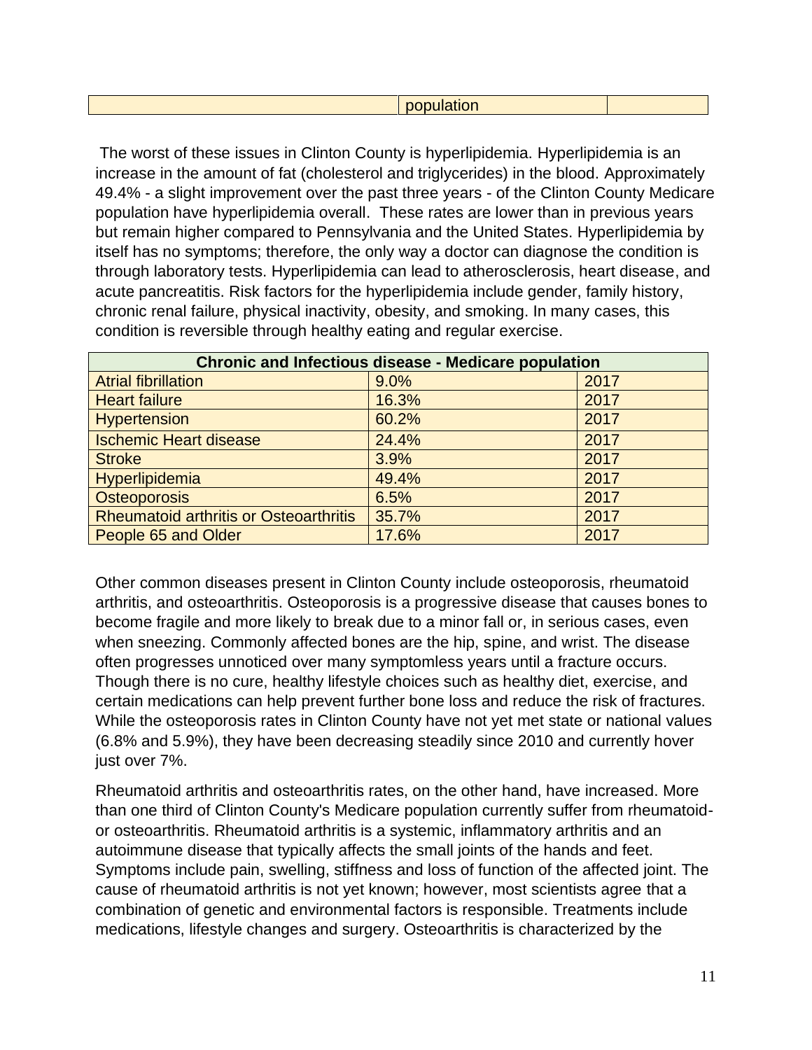| | population | |
|---|---|---|

The worst of these issues in Clinton County is hyperlipidemia. Hyperlipidemia is an increase in the amount of fat (cholesterol and triglycerides) in the blood. Approximately 49.4% - a slight improvement over the past three years - of the Clinton County Medicare population have hyperlipidemia overall. These rates are lower than in previous years but remain higher compared to Pennsylvania and the United States. Hyperlipidemia by itself has no symptoms; therefore, the only way a doctor can diagnose the condition is through laboratory tests. Hyperlipidemia can lead to atherosclerosis, heart disease, and acute pancreatitis. Risk factors for the hyperlipidemia include gender, family history, chronic renal failure, physical inactivity, obesity, and smoking. In many cases, this condition is reversible through healthy eating and regular exercise.

| **Chronic and Infectious disease - Medicare population** | | |
|---|---|---|
| Atrial fibrillation | 9.0% | 2017 |
| Heart failure | 16.3% | 2017 |
| Hypertension | 60.2% | 2017 |
| Ischemic Heart disease | 24.4% | 2017 |
| Stroke | 3.9% | 2017 |
| Hyperlipidemia | 49.4% | 2017 |
| Osteoporosis | 6.5% | 2017 |
| Rheumatoid arthritis or Osteoarthritis | 35.7% | 2017 |
| People 65 and Older | 17.6% | 2017 |

Other common diseases present in Clinton County include osteoporosis, rheumatoid arthritis, and osteoarthritis. Osteoporosis is a progressive disease that causes bones to become fragile and more likely to break due to a minor fall or, in serious cases, even when sneezing. Commonly affected bones are the hip, spine, and wrist. The disease often progresses unnoticed over many symptomless years until a fracture occurs. Though there is no cure, healthy lifestyle choices such as healthy diet, exercise, and certain medications can help prevent further bone loss and reduce the risk of fractures. While the osteoporosis rates in Clinton County have not yet met state or national values (6.8% and 5.9%), they have been decreasing steadily since 2010 and currently hover just over 7%.

Rheumatoid arthritis and osteoarthritis rates, on the other hand, have increased. More than one third of Clinton County's Medicare population currently suffer from rheumatoid- or osteoarthritis. Rheumatoid arthritis is a systemic, inflammatory arthritis and an autoimmune disease that typically affects the small joints of the hands and feet. Symptoms include pain, swelling, stiffness and loss of function of the affected joint. The cause of rheumatoid arthritis is not yet known; however, most scientists agree that a combination of genetic and environmental factors is responsible. Treatments include medications, lifestyle changes and surgery. Osteoarthritis is characterized by the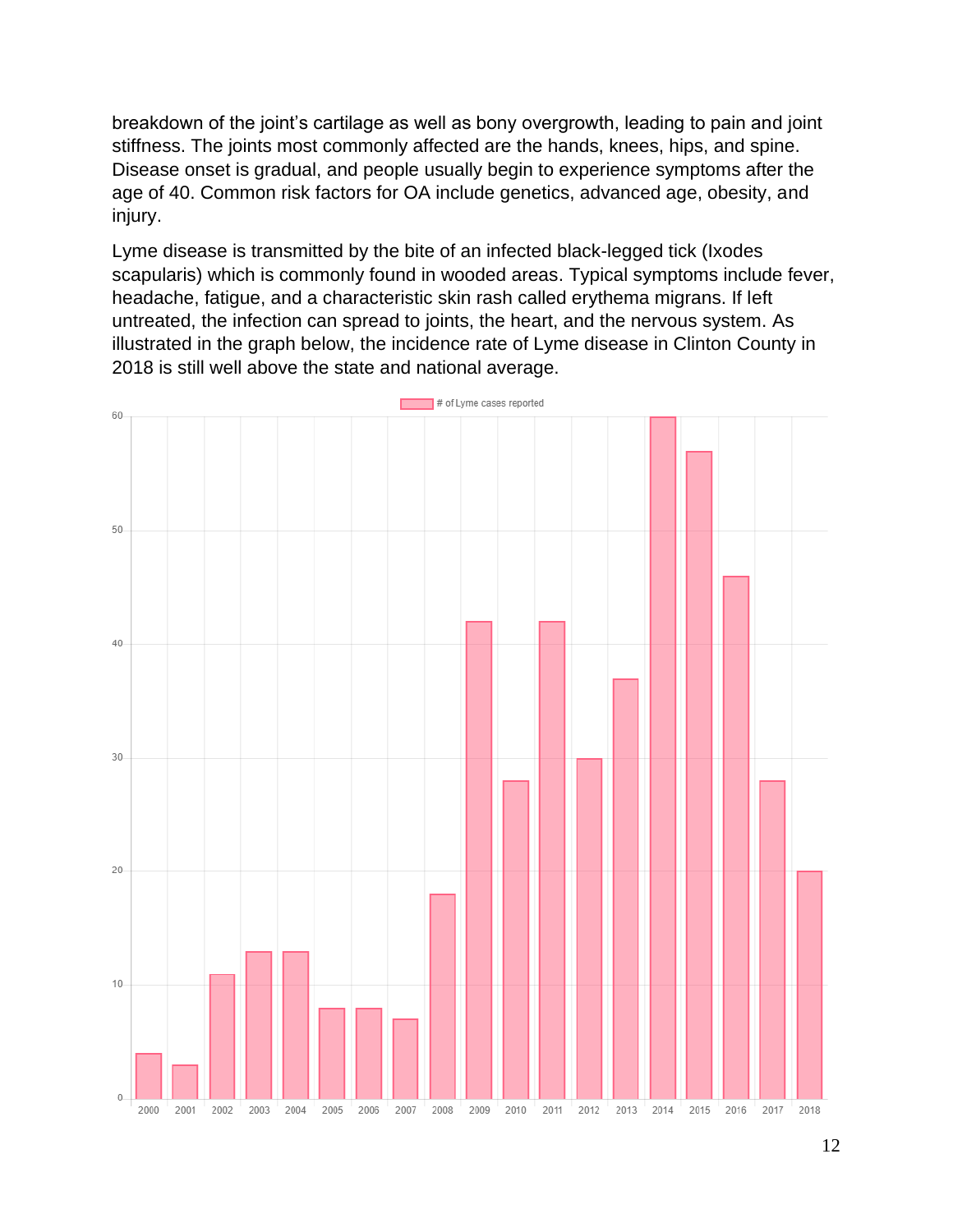breakdown of the joint's cartilage as well as bony overgrowth, leading to pain and joint stiffness. The joints most commonly affected are the hands, knees, hips, and spine. Disease onset is gradual, and people usually begin to experience symptoms after the age of 40. Common risk factors for OA include genetics, advanced age, obesity, and injury.

Lyme disease is transmitted by the bite of an infected black-legged tick (Ixodes scapularis) which is commonly found in wooded areas. Typical symptoms include fever, headache, fatigue, and a characteristic skin rash called erythema migrans. If left untreated, the infection can spread to joints, the heart, and the nervous system. As illustrated in the graph below, the incidence rate of Lyme disease in Clinton County in 2018 is still well above the state and national average.

| Year | # of Lyme cases reported |
|---|---|
| 2000 | 4 |
| 2001 | 3 |
| 2002 | 11 |
| 2003 | 13 |
| 2004 | 13 |
| 2005 | 8 |
| 2006 | 8 |
| 2007 | 7 |
| 2008 | 18 |
| 2009 | 42 |
| 2010 | 28 |
| 2011 | 42 |
| 2012 | 30 |
| 2013 | 37 |
| 2014 | 60 |
| 2015 | 57 |
| 2016 | 46 |
| 2017 | 28 |
| 2018 | 20 |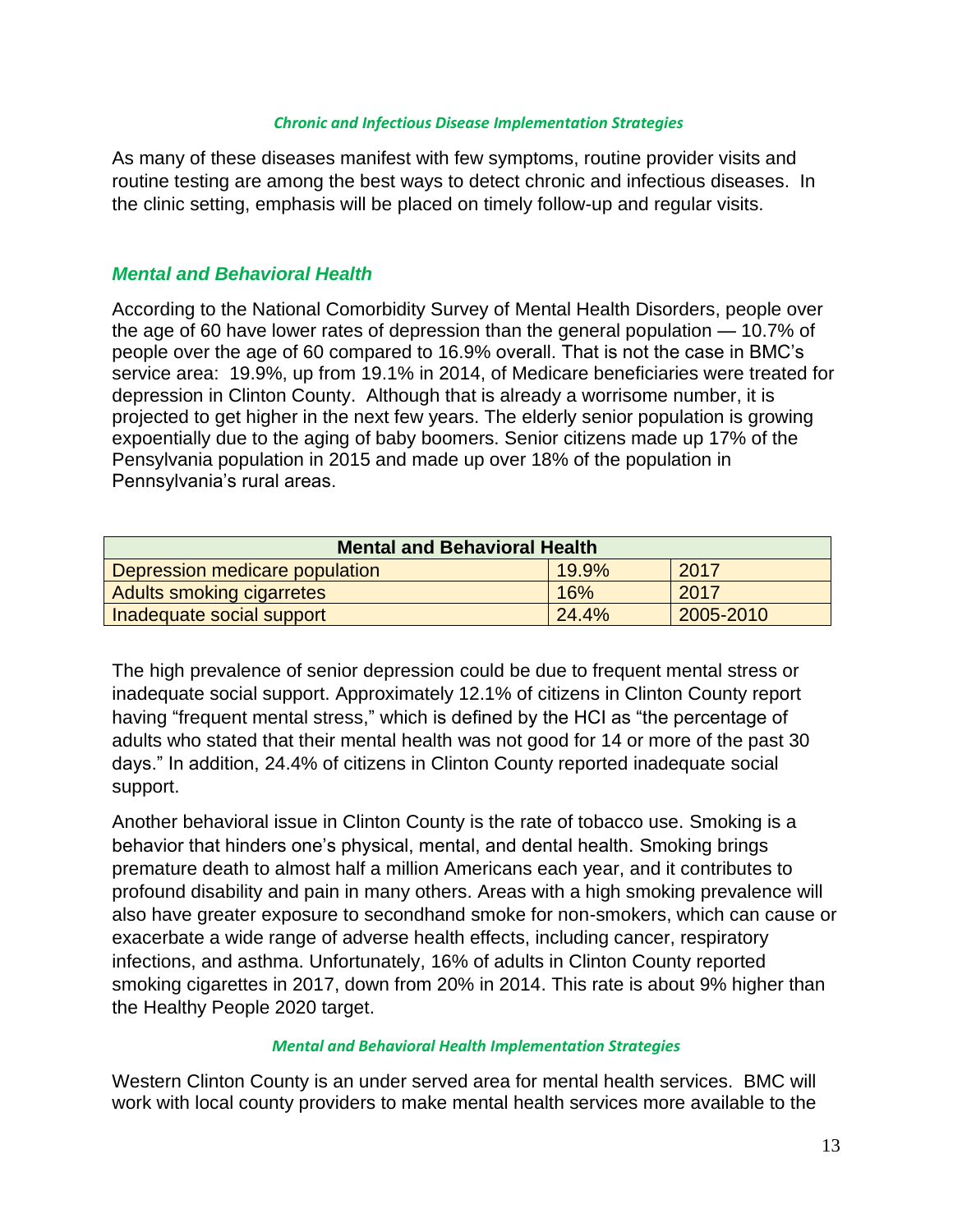#### *Chronic and Infectious Disease Implementation Strategies*

As many of these diseases manifest with few symptoms, routine provider visits and routine testing are among the best ways to detect chronic and infectious diseases. In the clinic setting, emphasis will be placed on timely follow-up and regular visits.

## *Mental and Behavioral Health*

According to the National Comorbidity Survey of Mental Health Disorders, people over the age of 60 have lower rates of depression than the general population — 10.7% of people over the age of 60 compared to 16.9% overall. That is not the case in BMC's service area: 19.9%, up from 19.1% in 2014, of Medicare beneficiaries were treated for depression in Clinton County. Although that is already a worrisome number, it is projected to get higher in the next few years. The elderly senior population is growing expoentially due to the aging of baby boomers. Senior citizens made up 17% of the Pensylvania population in 2015 and made up over 18% of the population in Pennsylvania's rural areas.

| Mental and Behavioral Health | | |
|---|---|---|
| Depression medicare population | 19.9% | 2017 |
| Adults smoking cigarretes | 16% | 2017 |
| Inadequate social support | 24.4% | 2005-2010 |

The high prevalence of senior depression could be due to frequent mental stress or inadequate social support. Approximately 12.1% of citizens in Clinton County report having "frequent mental stress," which is defined by the HCI as "the percentage of adults who stated that their mental health was not good for 14 or more of the past 30 days." In addition, 24.4% of citizens in Clinton County reported inadequate social support.

Another behavioral issue in Clinton County is the rate of tobacco use. Smoking is a behavior that hinders one's physical, mental, and dental health. Smoking brings premature death to almost half a million Americans each year, and it contributes to profound disability and pain in many others. Areas with a high smoking prevalence will also have greater exposure to secondhand smoke for non-smokers, which can cause or exacerbate a wide range of adverse health effects, including cancer, respiratory infections, and asthma. Unfortunately, 16% of adults in Clinton County reported smoking cigarettes in 2017, down from 20% in 2014. This rate is about 9% higher than the Healthy People 2020 target.

#### *Mental and Behavioral Health Implementation Strategies*

Western Clinton County is an under served area for mental health services. BMC will work with local county providers to make mental health services more available to the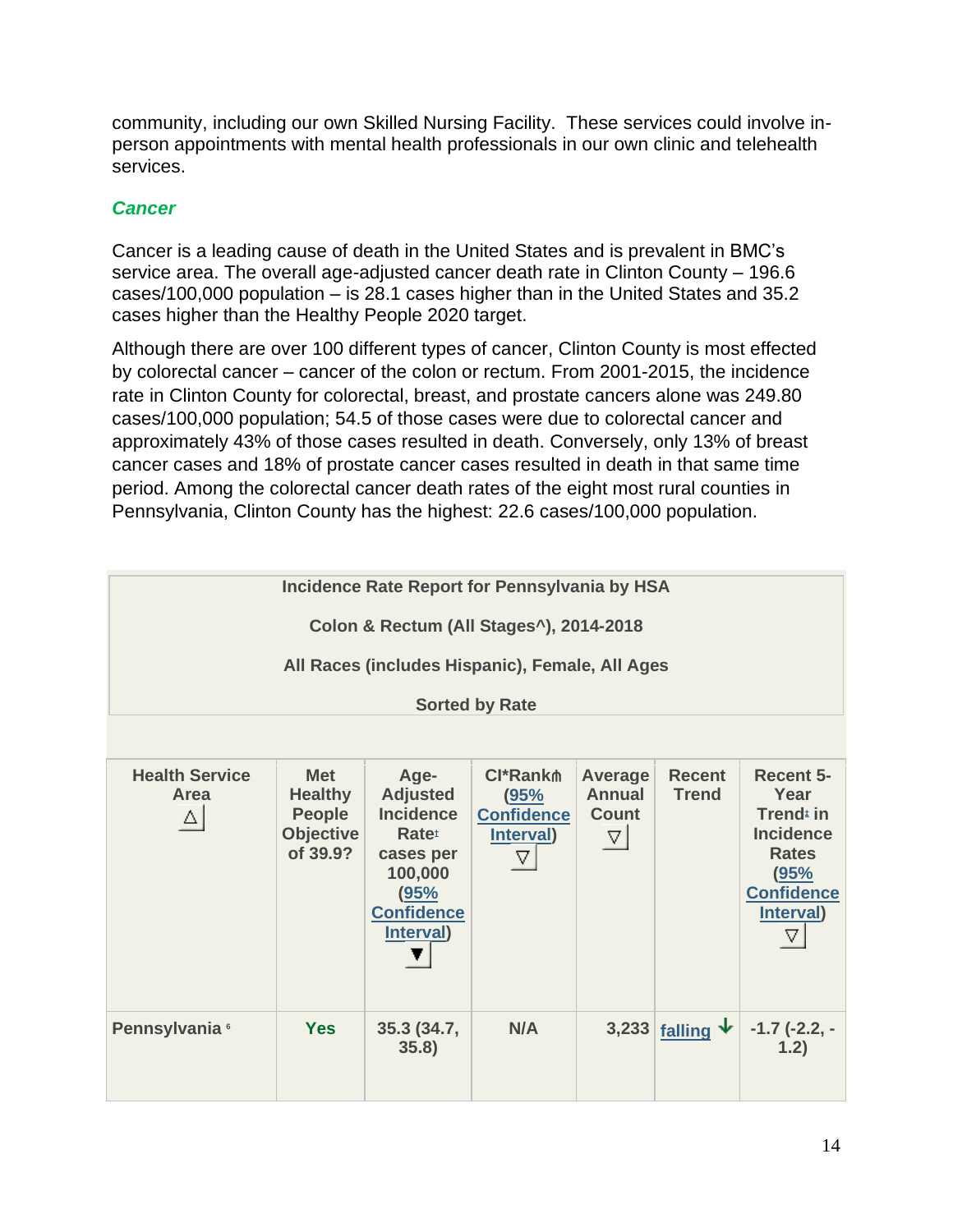community, including our own Skilled Nursing Facility.  These services could involve in-person appointments with mental health professionals in our own clinic and telehealth services.

### *Cancer*

Cancer is a leading cause of death in the United States and is prevalent in BMC's service area. The overall age-adjusted cancer death rate in Clinton County – 196.6 cases/100,000 population – is 28.1 cases higher than in the United States and 35.2 cases higher than the Healthy People 2020 target.

Although there are over 100 different types of cancer, Clinton County is most effected by colorectal cancer – cancer of the colon or rectum. From 2001-2015, the incidence rate in Clinton County for colorectal, breast, and prostate cancers alone was 249.80 cases/100,000 population; 54.5 of those cases were due to colorectal cancer and approximately 43% of those cases resulted in death. Conversely, only 13% of breast cancer cases and 18% of prostate cancer cases resulted in death in that same time period. Among the colorectal cancer death rates of the eight most rural counties in Pennsylvania, Clinton County has the highest: 22.6 cases/100,000 population.

**Incidence Rate Report for Pennsylvania by HSA**

**Colon & Rectum (All Stages^), 2014-2018**

**All Races (includes Hispanic), Female, All Ages**

**Sorted by Rate**

| Health Service Area | Met Healthy People Objective of 39.9? | Age-Adjusted Incidence Rate† cases per 100,000 (95% Confidence Interval) | CI*Rank⋔ (95% Confidence Interval) | Average Annual Count | Recent Trend | Recent 5-Year Trend‡ in Incidence Rates (95% Confidence Interval) |
|---|---|---|---|---|---|---|
| Pennsylvania[6] | Yes | 35.3 (34.7, 35.8) | N/A | 3,233 | falling ↓ | -1.7 (-2.2, -1.2) |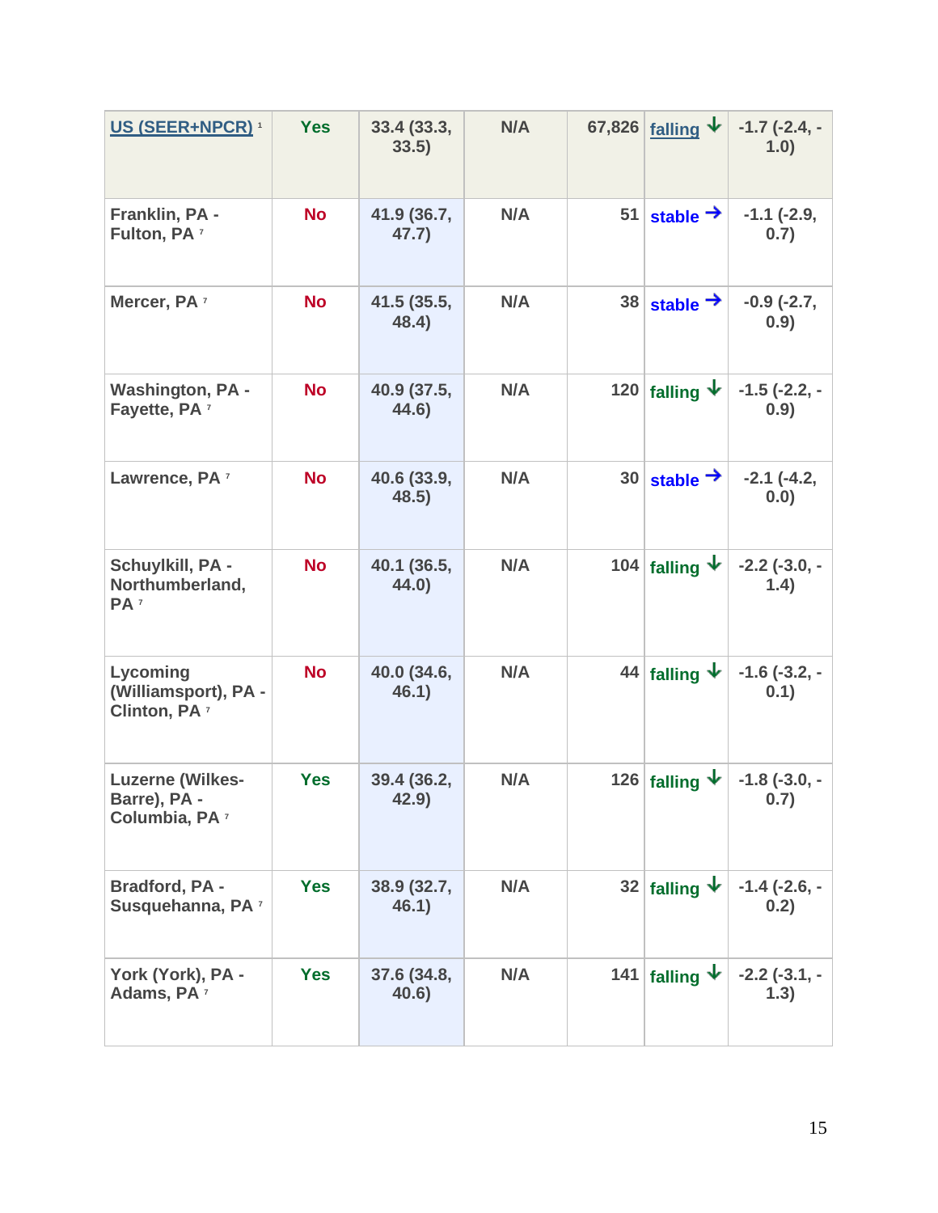| US (SEER+NPCR) [1] | Yes | 33.4 (33.3, 33.5) | N/A | 67,826 | falling ↓ | -1.7 (-2.4, -1.0) |
|---|---|---|---|---|---|---|
| Franklin, PA - Fulton, PA [7] | No | 41.9 (36.7, 47.7) | N/A | 51 | stable → | -1.1 (-2.9, 0.7) |
| Mercer, PA [7] | No | 41.5 (35.5, 48.4) | N/A | 38 | stable → | -0.9 (-2.7, 0.9) |
| Washington, PA - Fayette, PA [7] | No | 40.9 (37.5, 44.6) | N/A | 120 | falling ↓ | -1.5 (-2.2, -0.9) |
| Lawrence, PA [7] | No | 40.6 (33.9, 48.5) | N/A | 30 | stable → | -2.1 (-4.2, 0.0) |
| Schuylkill, PA - Northumberland, PA [7] | No | 40.1 (36.5, 44.0) | N/A | 104 | falling ↓ | -2.2 (-3.0, -1.4) |
| Lycoming (Williamsport), PA - Clinton, PA [7] | No | 40.0 (34.6, 46.1) | N/A | 44 | falling ↓ | -1.6 (-3.2, -0.1) |
| Luzerne (Wilkes-Barre), PA - Columbia, PA [7] | Yes | 39.4 (36.2, 42.9) | N/A | 126 | falling ↓ | -1.8 (-3.0, -0.7) |
| Bradford, PA - Susquehanna, PA [7] | Yes | 38.9 (32.7, 46.1) | N/A | 32 | falling ↓ | -1.4 (-2.6, -0.2) |
| York (York), PA - Adams, PA [7] | Yes | 37.6 (34.8, 40.6) | N/A | 141 | falling ↓ | -2.2 (-3.1, -1.3) |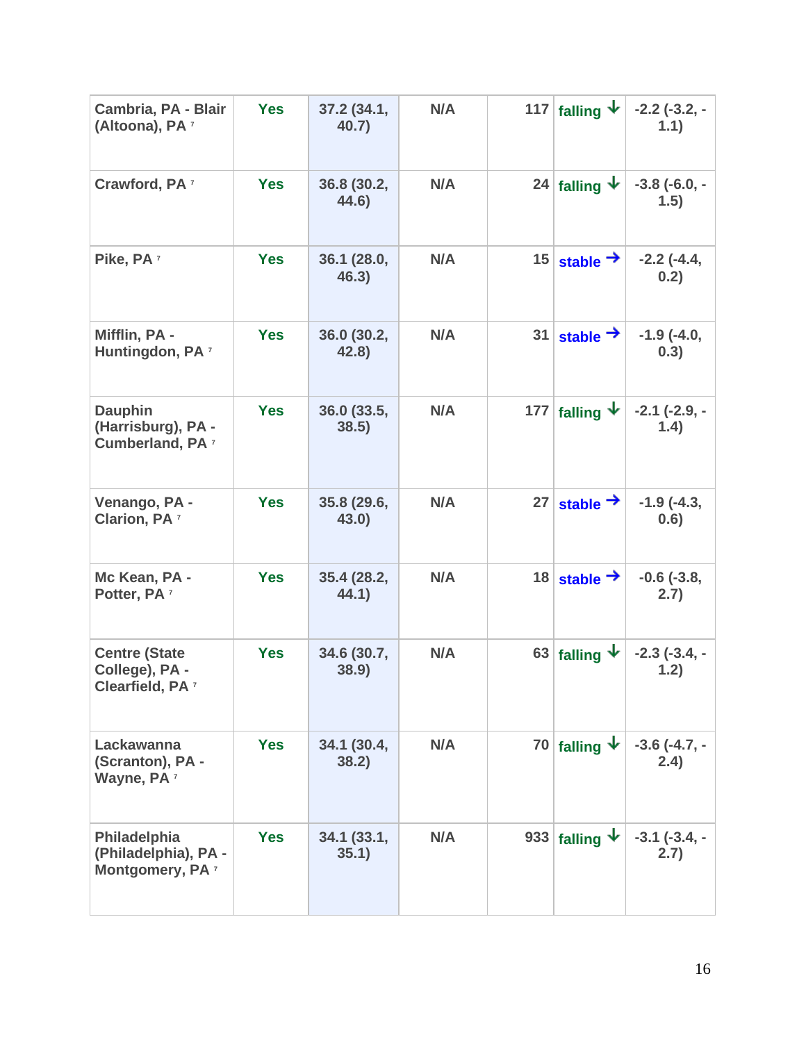| | | | | | | |
|---|---|---|---|---|---|---|
| Cambria, PA - Blair (Altoona), PA [7] | Yes | 37.2 (34.1, 40.7) | N/A | 117 | falling ↓ | -2.2 (-3.2, -1.1) |
| Crawford, PA [7] | Yes | 36.8 (30.2, 44.6) | N/A | 24 | falling ↓ | -3.8 (-6.0, -1.5) |
| Pike, PA [7] | Yes | 36.1 (28.0, 46.3) | N/A | 15 | stable → | -2.2 (-4.4, 0.2) |
| Mifflin, PA - Huntingdon, PA [7] | Yes | 36.0 (30.2, 42.8) | N/A | 31 | stable → | -1.9 (-4.0, 0.3) |
| Dauphin (Harrisburg), PA - Cumberland, PA [7] | Yes | 36.0 (33.5, 38.5) | N/A | 177 | falling ↓ | -2.1 (-2.9, -1.4) |
| Venango, PA - Clarion, PA [7] | Yes | 35.8 (29.6, 43.0) | N/A | 27 | stable → | -1.9 (-4.3, 0.6) |
| Mc Kean, PA - Potter, PA [7] | Yes | 35.4 (28.2, 44.1) | N/A | 18 | stable → | -0.6 (-3.8, 2.7) |
| Centre (State College), PA - Clearfield, PA [7] | Yes | 34.6 (30.7, 38.9) | N/A | 63 | falling ↓ | -2.3 (-3.4, -1.2) |
| Lackawanna (Scranton), PA - Wayne, PA [7] | Yes | 34.1 (30.4, 38.2) | N/A | 70 | falling ↓ | -3.6 (-4.7, -2.4) |
| Philadelphia (Philadelphia), PA - Montgomery, PA [7] | Yes | 34.1 (33.1, 35.1) | N/A | 933 | falling ↓ | -3.1 (-3.4, -2.7) |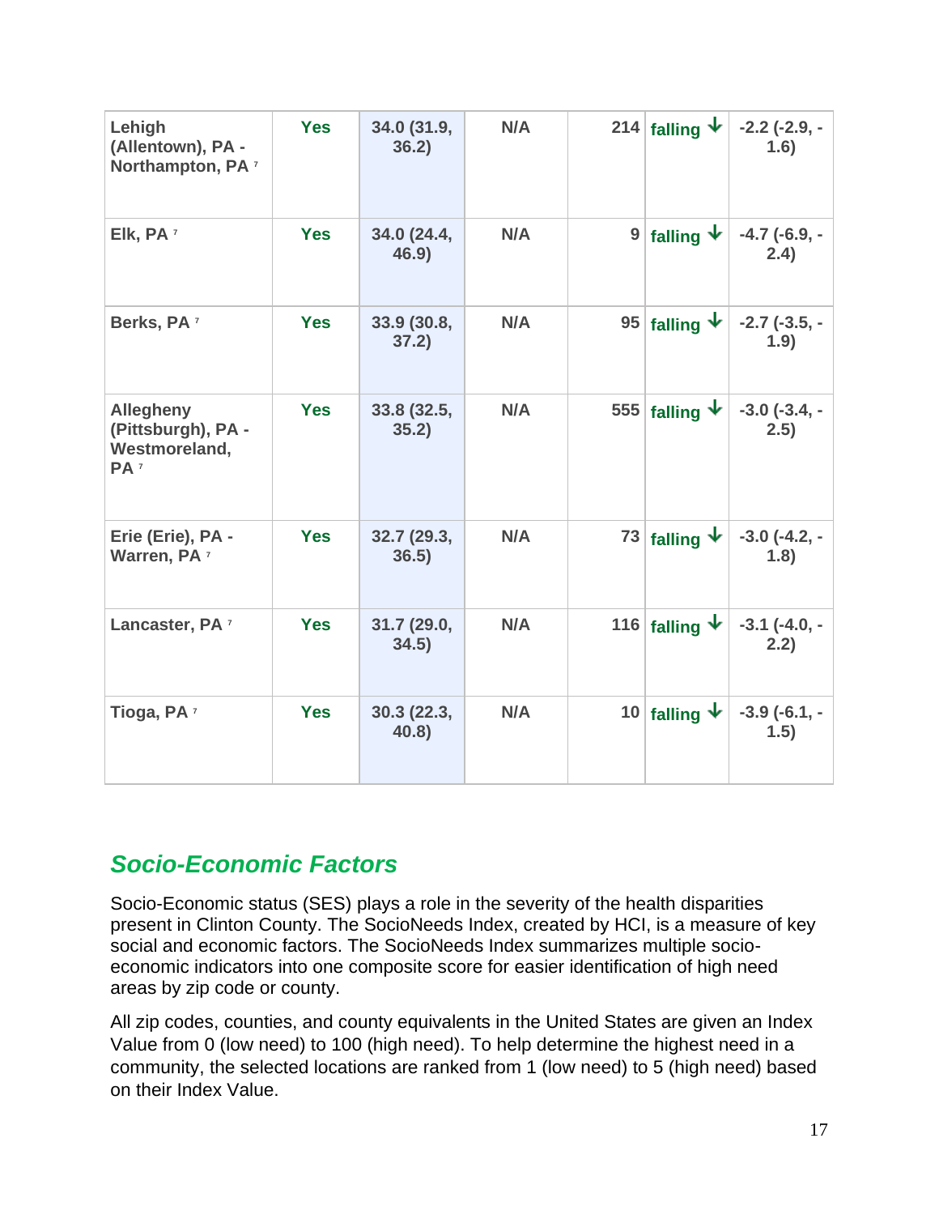| | | | | | | |
|---|---|---|---|---|---|---|
| Lehigh (Allentown), PA - Northampton, PA [7] | Yes | 34.0 (31.9, 36.2) | N/A | 214 | falling ↓ | -2.2 (-2.9, -1.6) |
| Elk, PA [7] | Yes | 34.0 (24.4, 46.9) | N/A | 9 | falling ↓ | -4.7 (-6.9, -2.4) |
| Berks, PA [7] | Yes | 33.9 (30.8, 37.2) | N/A | 95 | falling ↓ | -2.7 (-3.5, -1.9) |
| Allegheny (Pittsburgh), PA - Westmoreland, PA [7] | Yes | 33.8 (32.5, 35.2) | N/A | 555 | falling ↓ | -3.0 (-3.4, -2.5) |
| Erie (Erie), PA - Warren, PA [7] | Yes | 32.7 (29.3, 36.5) | N/A | 73 | falling ↓ | -3.0 (-4.2, -1.8) |
| Lancaster, PA [7] | Yes | 31.7 (29.0, 34.5) | N/A | 116 | falling ↓ | -3.1 (-4.0, -2.2) |
| Tioga, PA [7] | Yes | 30.3 (22.3, 40.8) | N/A | 10 | falling ↓ | -3.9 (-6.1, -1.5) |

## *Socio-Economic Factors*

Socio-Economic status (SES) plays a role in the severity of the health disparities present in Clinton County. The SocioNeeds Index, created by HCI, is a measure of key social and economic factors. The SocioNeeds Index summarizes multiple socio-economic indicators into one composite score for easier identification of high need areas by zip code or county.

All zip codes, counties, and county equivalents in the United States are given an Index Value from 0 (low need) to 100 (high need). To help determine the highest need in a community, the selected locations are ranked from 1 (low need) to 5 (high need) based on their Index Value.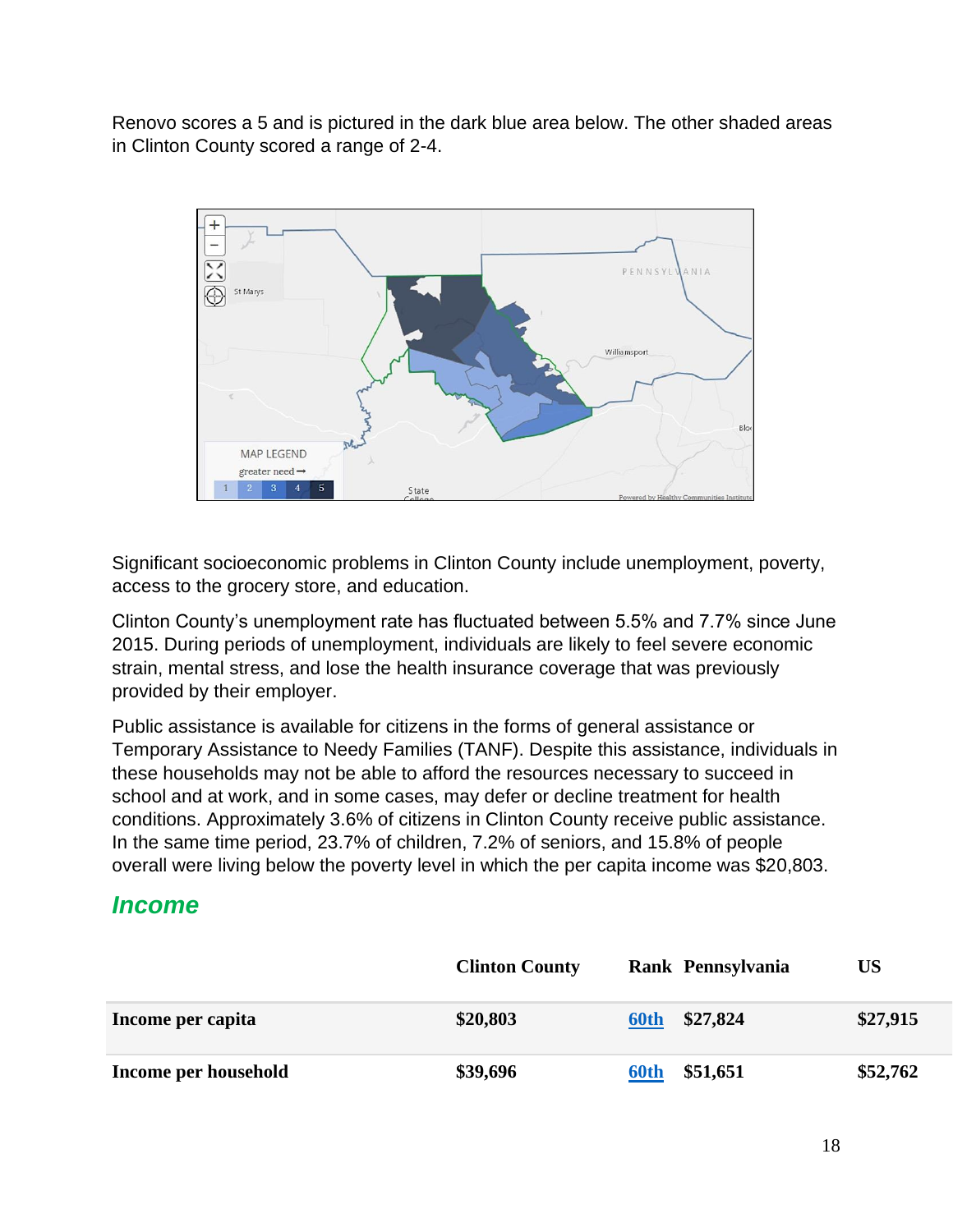Renovo scores a 5 and is pictured in the dark blue area below. The other shaded areas in Clinton County scored a range of 2-4.

Significant socioeconomic problems in Clinton County include unemployment, poverty, access to the grocery store, and education.

Clinton County's unemployment rate has fluctuated between 5.5% and 7.7% since June 2015. During periods of unemployment, individuals are likely to feel severe economic strain, mental stress, and lose the health insurance coverage that was previously provided by their employer.

Public assistance is available for citizens in the forms of general assistance or Temporary Assistance to Needy Families (TANF). Despite this assistance, individuals in these households may not be able to afford the resources necessary to succeed in school and at work, and in some cases, may defer or decline treatment for health conditions. Approximately 3.6% of citizens in Clinton County receive public assistance. In the same time period, 23.7% of children, 7.2% of seniors, and 15.8% of people overall were living below the poverty level in which the per capita income was $20,803.

## *Income*

| | Clinton County | Rank | Pennsylvania | US |
|---|---|---|---|---|
| **Income per capita** | **$20,803** | **60th** | **$27,824** | **$27,915** |
| **Income per household** | **$39,696** | **60th** | **$51,651** | **$52,762** |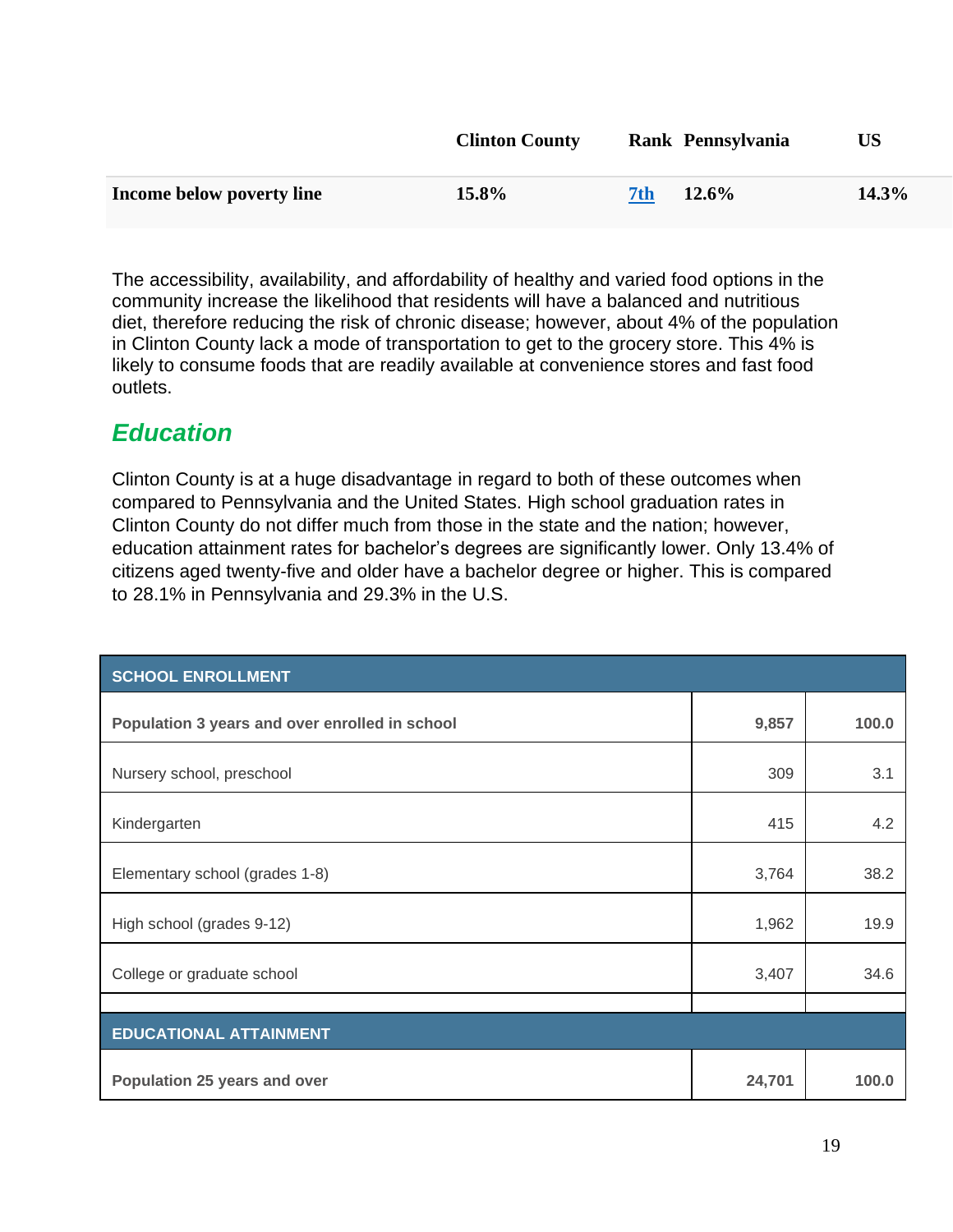| | Clinton County | Rank | Pennsylvania | US |
|---|---|---|---|---|
| **Income below poverty line** | **15.8%** | **7th** | **12.6%** | **14.3%** |

The accessibility, availability, and affordability of healthy and varied food options in the community increase the likelihood that residents will have a balanced and nutritious diet, therefore reducing the risk of chronic disease; however, about 4% of the population in Clinton County lack a mode of transportation to get to the grocery store. This 4% is likely to consume foods that are readily available at convenience stores and fast food outlets.

## *Education*

Clinton County is at a huge disadvantage in regard to both of these outcomes when compared to Pennsylvania and the United States. High school graduation rates in Clinton County do not differ much from those in the state and the nation; however, education attainment rates for bachelor's degrees are significantly lower. Only 13.4% of citizens aged twenty-five and older have a bachelor degree or higher. This is compared to 28.1% in Pennsylvania and 29.3% in the U.S.

| SCHOOL ENROLLMENT | | |
|---|---|---|
| **Population 3 years and over enrolled in school** | **9,857** | **100.0** |
| Nursery school, preschool | 309 | 3.1 |
| Kindergarten | 415 | 4.2 |
| Elementary school (grades 1-8) | 3,764 | 38.2 |
| High school (grades 9-12) | 1,962 | 19.9 |
| College or graduate school | 3,407 | 34.6 |
| | | |
| **EDUCATIONAL ATTAINMENT** | | |
| **Population 25 years and over** | **24,701** | **100.0** |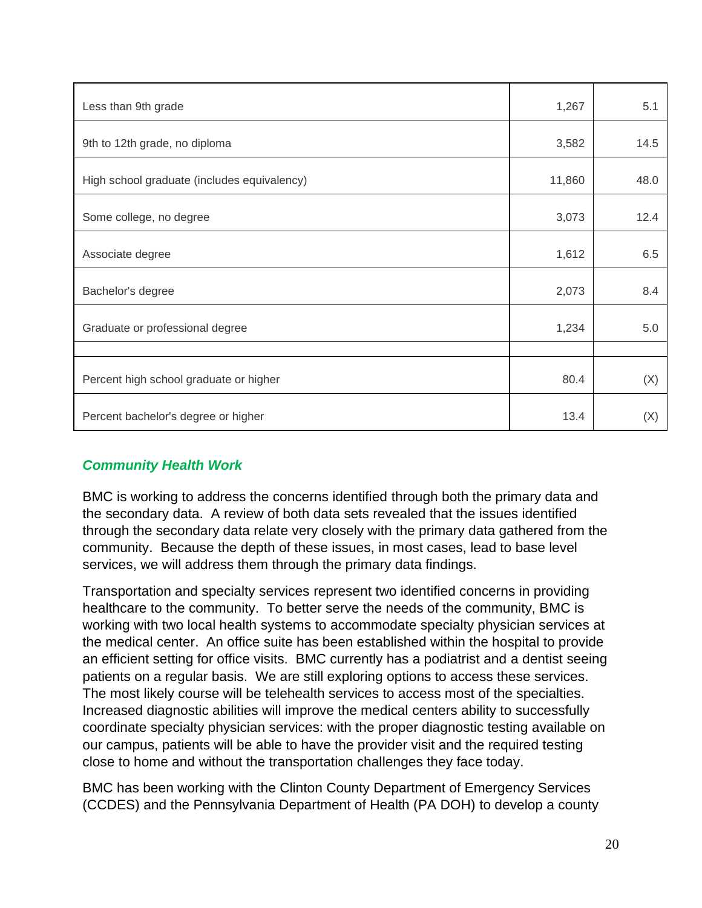| | | |
|---|---|---|
| Less than 9th grade | 1,267 | 5.1 |
| 9th to 12th grade, no diploma | 3,582 | 14.5 |
| High school graduate (includes equivalency) | 11,860 | 48.0 |
| Some college, no degree | 3,073 | 12.4 |
| Associate degree | 1,612 | 6.5 |
| Bachelor's degree | 2,073 | 8.4 |
| Graduate or professional degree | 1,234 | 5.0 |
| | | |
| Percent high school graduate or higher | 80.4 | (X) |
| Percent bachelor's degree or higher | 13.4 | (X) |

### *Community Health Work*

BMC is working to address the concerns identified through both the primary data and the secondary data. A review of both data sets revealed that the issues identified through the secondary data relate very closely with the primary data gathered from the community. Because the depth of these issues, in most cases, lead to base level services, we will address them through the primary data findings.

Transportation and specialty services represent two identified concerns in providing healthcare to the community. To better serve the needs of the community, BMC is working with two local health systems to accommodate specialty physician services at the medical center. An office suite has been established within the hospital to provide an efficient setting for office visits. BMC currently has a podiatrist and a dentist seeing patients on a regular basis. We are still exploring options to access these services. The most likely course will be telehealth services to access most of the specialties. Increased diagnostic abilities will improve the medical centers ability to successfully coordinate specialty physician services: with the proper diagnostic testing available on our campus, patients will be able to have the provider visit and the required testing close to home and without the transportation challenges they face today.

BMC has been working with the Clinton County Department of Emergency Services (CCDES) and the Pennsylvania Department of Health (PA DOH) to develop a county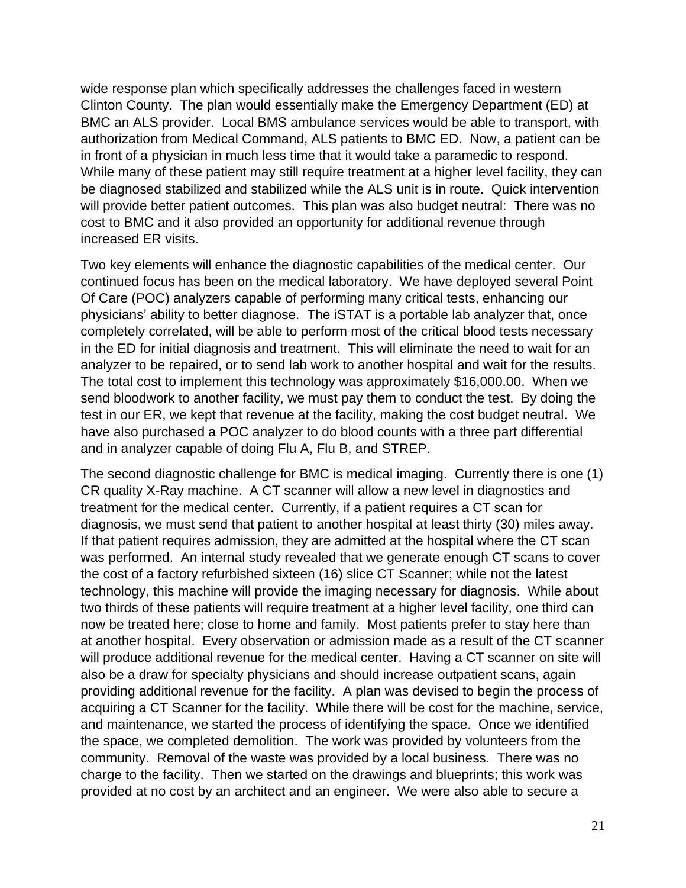wide response plan which specifically addresses the challenges faced in western Clinton County. The plan would essentially make the Emergency Department (ED) at BMC an ALS provider. Local BMS ambulance services would be able to transport, with authorization from Medical Command, ALS patients to BMC ED. Now, a patient can be in front of a physician in much less time that it would take a paramedic to respond. While many of these patient may still require treatment at a higher level facility, they can be diagnosed stabilized and stabilized while the ALS unit is in route. Quick intervention will provide better patient outcomes. This plan was also budget neutral: There was no cost to BMC and it also provided an opportunity for additional revenue through increased ER visits.

Two key elements will enhance the diagnostic capabilities of the medical center. Our continued focus has been on the medical laboratory. We have deployed several Point Of Care (POC) analyzers capable of performing many critical tests, enhancing our physicians' ability to better diagnose. The iSTAT is a portable lab analyzer that, once completely correlated, will be able to perform most of the critical blood tests necessary in the ED for initial diagnosis and treatment. This will eliminate the need to wait for an analyzer to be repaired, or to send lab work to another hospital and wait for the results. The total cost to implement this technology was approximately $16,000.00. When we send bloodwork to another facility, we must pay them to conduct the test. By doing the test in our ER, we kept that revenue at the facility, making the cost budget neutral. We have also purchased a POC analyzer to do blood counts with a three part differential and in analyzer capable of doing Flu A, Flu B, and STREP.

The second diagnostic challenge for BMC is medical imaging. Currently there is one (1) CR quality X-Ray machine. A CT scanner will allow a new level in diagnostics and treatment for the medical center. Currently, if a patient requires a CT scan for diagnosis, we must send that patient to another hospital at least thirty (30) miles away. If that patient requires admission, they are admitted at the hospital where the CT scan was performed. An internal study revealed that we generate enough CT scans to cover the cost of a factory refurbished sixteen (16) slice CT Scanner; while not the latest technology, this machine will provide the imaging necessary for diagnosis. While about two thirds of these patients will require treatment at a higher level facility, one third can now be treated here; close to home and family. Most patients prefer to stay here than at another hospital. Every observation or admission made as a result of the CT scanner will produce additional revenue for the medical center. Having a CT scanner on site will also be a draw for specialty physicians and should increase outpatient scans, again providing additional revenue for the facility. A plan was devised to begin the process of acquiring a CT Scanner for the facility. While there will be cost for the machine, service, and maintenance, we started the process of identifying the space. Once we identified the space, we completed demolition. The work was provided by volunteers from the community. Removal of the waste was provided by a local business. There was no charge to the facility. Then we started on the drawings and blueprints; this work was provided at no cost by an architect and an engineer. We were also able to secure a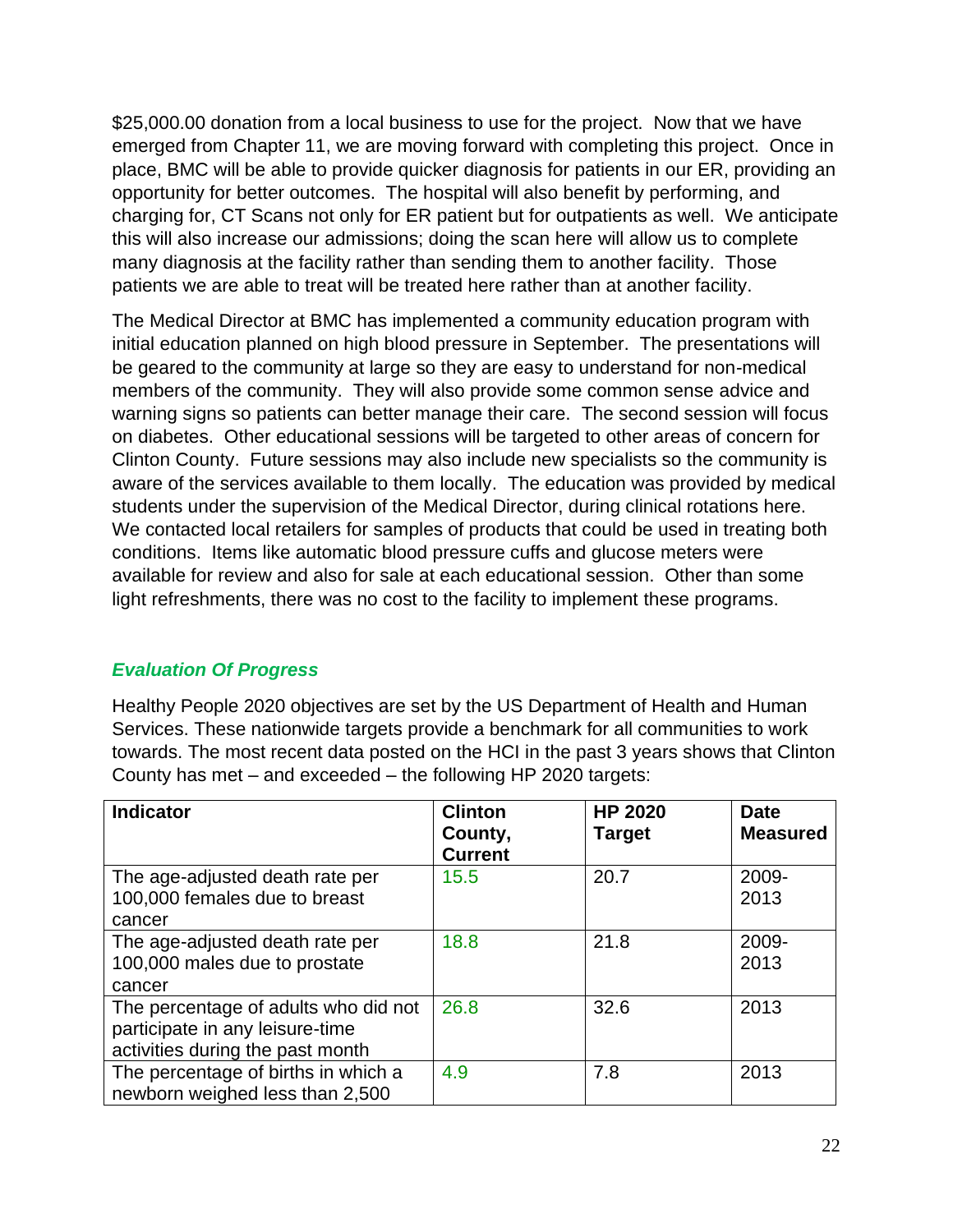$25,000.00 donation from a local business to use for the project. Now that we have emerged from Chapter 11, we are moving forward with completing this project. Once in place, BMC will be able to provide quicker diagnosis for patients in our ER, providing an opportunity for better outcomes. The hospital will also benefit by performing, and charging for, CT Scans not only for ER patient but for outpatients as well. We anticipate this will also increase our admissions; doing the scan here will allow us to complete many diagnosis at the facility rather than sending them to another facility. Those patients we are able to treat will be treated here rather than at another facility.

The Medical Director at BMC has implemented a community education program with initial education planned on high blood pressure in September. The presentations will be geared to the community at large so they are easy to understand for non-medical members of the community. They will also provide some common sense advice and warning signs so patients can better manage their care. The second session will focus on diabetes. Other educational sessions will be targeted to other areas of concern for Clinton County. Future sessions may also include new specialists so the community is aware of the services available to them locally. The education was provided by medical students under the supervision of the Medical Director, during clinical rotations here. We contacted local retailers for samples of products that could be used in treating both conditions. Items like automatic blood pressure cuffs and glucose meters were available for review and also for sale at each educational session. Other than some light refreshments, there was no cost to the facility to implement these programs.

### *Evaluation Of Progress*

Healthy People 2020 objectives are set by the US Department of Health and Human Services. These nationwide targets provide a benchmark for all communities to work towards. The most recent data posted on the HCI in the past 3 years shows that Clinton County has met – and exceeded – the following HP 2020 targets:

| Indicator | Clinton County, Current | HP 2020 Target | Date Measured |
|---|---|---|---|
| The age-adjusted death rate per 100,000 females due to breast cancer | 15.5 | 20.7 | 2009-2013 |
| The age-adjusted death rate per 100,000 males due to prostate cancer | 18.8 | 21.8 | 2009-2013 |
| The percentage of adults who did not participate in any leisure-time activities during the past month | 26.8 | 32.6 | 2013 |
| The percentage of births in which a newborn weighed less than 2,500 | 4.9 | 7.8 | 2013 |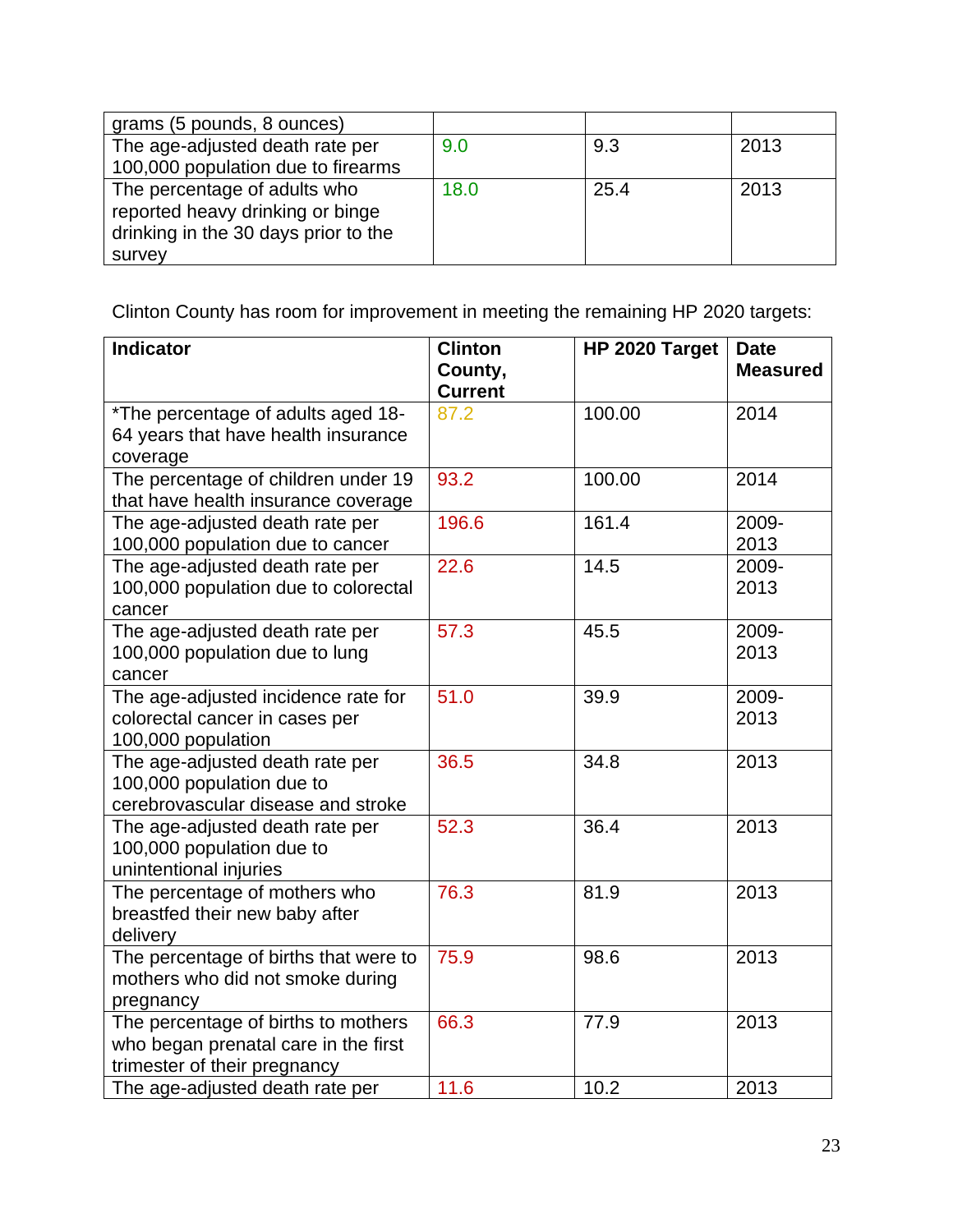| | | | |
|---|---|---|---|
| grams (5 pounds, 8 ounces) | | | |
| The age-adjusted death rate per 100,000 population due to firearms | 9.0 | 9.3 | 2013 |
| The percentage of adults who reported heavy drinking or binge drinking in the 30 days prior to the survey | 18.0 | 25.4 | 2013 |

Clinton County has room for improvement in meeting the remaining HP 2020 targets:

| Indicator | Clinton County, Current | HP 2020 Target | Date Measured |
|---|---|---|---|
| *The percentage of adults aged 18-64 years that have health insurance coverage | 87.2 | 100.00 | 2014 |
| The percentage of children under 19 that have health insurance coverage | 93.2 | 100.00 | 2014 |
| The age-adjusted death rate per 100,000 population due to cancer | 196.6 | 161.4 | 2009-2013 |
| The age-adjusted death rate per 100,000 population due to colorectal cancer | 22.6 | 14.5 | 2009-2013 |
| The age-adjusted death rate per 100,000 population due to lung cancer | 57.3 | 45.5 | 2009-2013 |
| The age-adjusted incidence rate for colorectal cancer in cases per 100,000 population | 51.0 | 39.9 | 2009-2013 |
| The age-adjusted death rate per 100,000 population due to cerebrovascular disease and stroke | 36.5 | 34.8 | 2013 |
| The age-adjusted death rate per 100,000 population due to unintentional injuries | 52.3 | 36.4 | 2013 |
| The percentage of mothers who breastfed their new baby after delivery | 76.3 | 81.9 | 2013 |
| The percentage of births that were to mothers who did not smoke during pregnancy | 75.9 | 98.6 | 2013 |
| The percentage of births to mothers who began prenatal care in the first trimester of their pregnancy | 66.3 | 77.9 | 2013 |
| The age-adjusted death rate per | 11.6 | 10.2 | 2013 |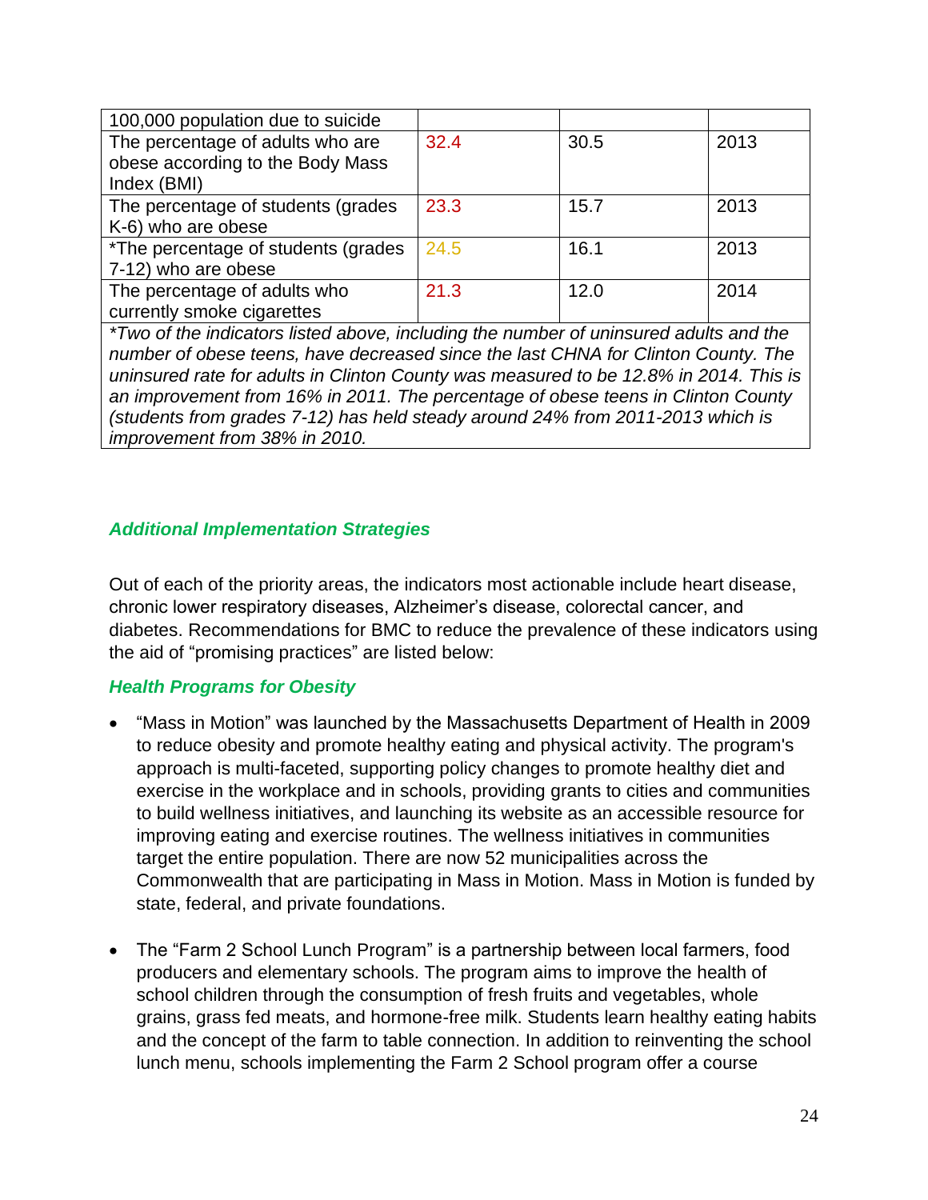| | | | |
|---|---|---|---|
| 100,000 population due to suicide | | | |
| The percentage of adults who are obese according to the Body Mass Index (BMI) | 32.4 | 30.5 | 2013 |
| The percentage of students (grades K-6) who are obese | 23.3 | 15.7 | 2013 |
| *The percentage of students (grades 7-12) who are obese | 24.5 | 16.1 | 2013 |
| The percentage of adults who currently smoke cigarettes | 21.3 | 12.0 | 2014 |
| *Two of the indicators listed above, including the number of uninsured adults and the number of obese teens, have decreased since the last CHNA for Clinton County. The uninsured rate for adults in Clinton County was measured to be 12.8% in 2014. This is an improvement from 16% in 2011. The percentage of obese teens in Clinton County (students from grades 7-12) has held steady around 24% from 2011-2013 which is improvement from 38% in 2010.* | | | |

### *Additional Implementation Strategies*

Out of each of the priority areas, the indicators most actionable include heart disease, chronic lower respiratory diseases, Alzheimer's disease, colorectal cancer, and diabetes. Recommendations for BMC to reduce the prevalence of these indicators using the aid of "promising practices" are listed below:

### *Health Programs for Obesity*

- "Mass in Motion" was launched by the Massachusetts Department of Health in 2009 to reduce obesity and promote healthy eating and physical activity. The program's approach is multi-faceted, supporting policy changes to promote healthy diet and exercise in the workplace and in schools, providing grants to cities and communities to build wellness initiatives, and launching its website as an accessible resource for improving eating and exercise routines. The wellness initiatives in communities target the entire population. There are now 52 municipalities across the Commonwealth that are participating in Mass in Motion. Mass in Motion is funded by state, federal, and private foundations.

- The "Farm 2 School Lunch Program" is a partnership between local farmers, food producers and elementary schools. The program aims to improve the health of school children through the consumption of fresh fruits and vegetables, whole grains, grass fed meats, and hormone-free milk. Students learn healthy eating habits and the concept of the farm to table connection. In addition to reinventing the school lunch menu, schools implementing the Farm 2 School program offer a course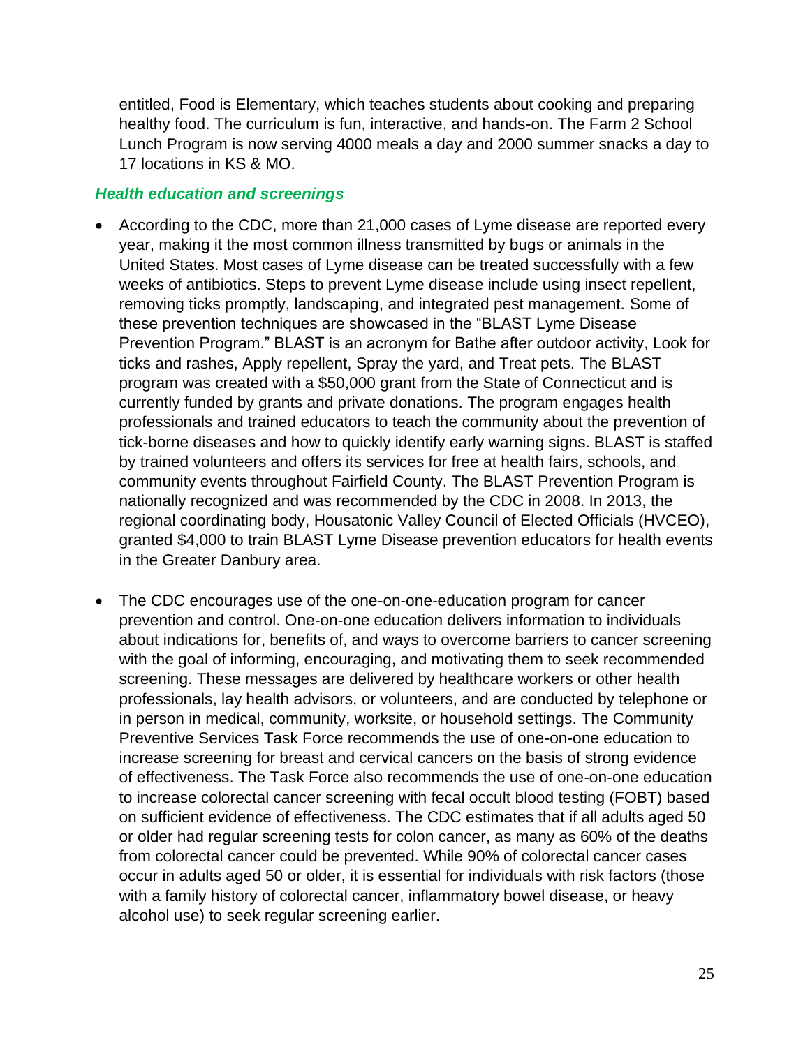entitled, Food is Elementary, which teaches students about cooking and preparing healthy food. The curriculum is fun, interactive, and hands-on. The Farm 2 School Lunch Program is now serving 4000 meals a day and 2000 summer snacks a day to 17 locations in KS & MO.

### *Health education and screenings*

- According to the CDC, more than 21,000 cases of Lyme disease are reported every year, making it the most common illness transmitted by bugs or animals in the United States. Most cases of Lyme disease can be treated successfully with a few weeks of antibiotics. Steps to prevent Lyme disease include using insect repellent, removing ticks promptly, landscaping, and integrated pest management. Some of these prevention techniques are showcased in the "BLAST Lyme Disease Prevention Program." BLAST is an acronym for Bathe after outdoor activity, Look for ticks and rashes, Apply repellent, Spray the yard, and Treat pets. The BLAST program was created with a $50,000 grant from the State of Connecticut and is currently funded by grants and private donations. The program engages health professionals and trained educators to teach the community about the prevention of tick-borne diseases and how to quickly identify early warning signs. BLAST is staffed by trained volunteers and offers its services for free at health fairs, schools, and community events throughout Fairfield County. The BLAST Prevention Program is nationally recognized and was recommended by the CDC in 2008. In 2013, the regional coordinating body, Housatonic Valley Council of Elected Officials (HVCEO), granted $4,000 to train BLAST Lyme Disease prevention educators for health events in the Greater Danbury area.

- The CDC encourages use of the one-on-one-education program for cancer prevention and control. One-on-one education delivers information to individuals about indications for, benefits of, and ways to overcome barriers to cancer screening with the goal of informing, encouraging, and motivating them to seek recommended screening. These messages are delivered by healthcare workers or other health professionals, lay health advisors, or volunteers, and are conducted by telephone or in person in medical, community, worksite, or household settings. The Community Preventive Services Task Force recommends the use of one-on-one education to increase screening for breast and cervical cancers on the basis of strong evidence of effectiveness. The Task Force also recommends the use of one-on-one education to increase colorectal cancer screening with fecal occult blood testing (FOBT) based on sufficient evidence of effectiveness. The CDC estimates that if all adults aged 50 or older had regular screening tests for colon cancer, as many as 60% of the deaths from colorectal cancer could be prevented. While 90% of colorectal cancer cases occur in adults aged 50 or older, it is essential for individuals with risk factors (those with a family history of colorectal cancer, inflammatory bowel disease, or heavy alcohol use) to seek regular screening earlier.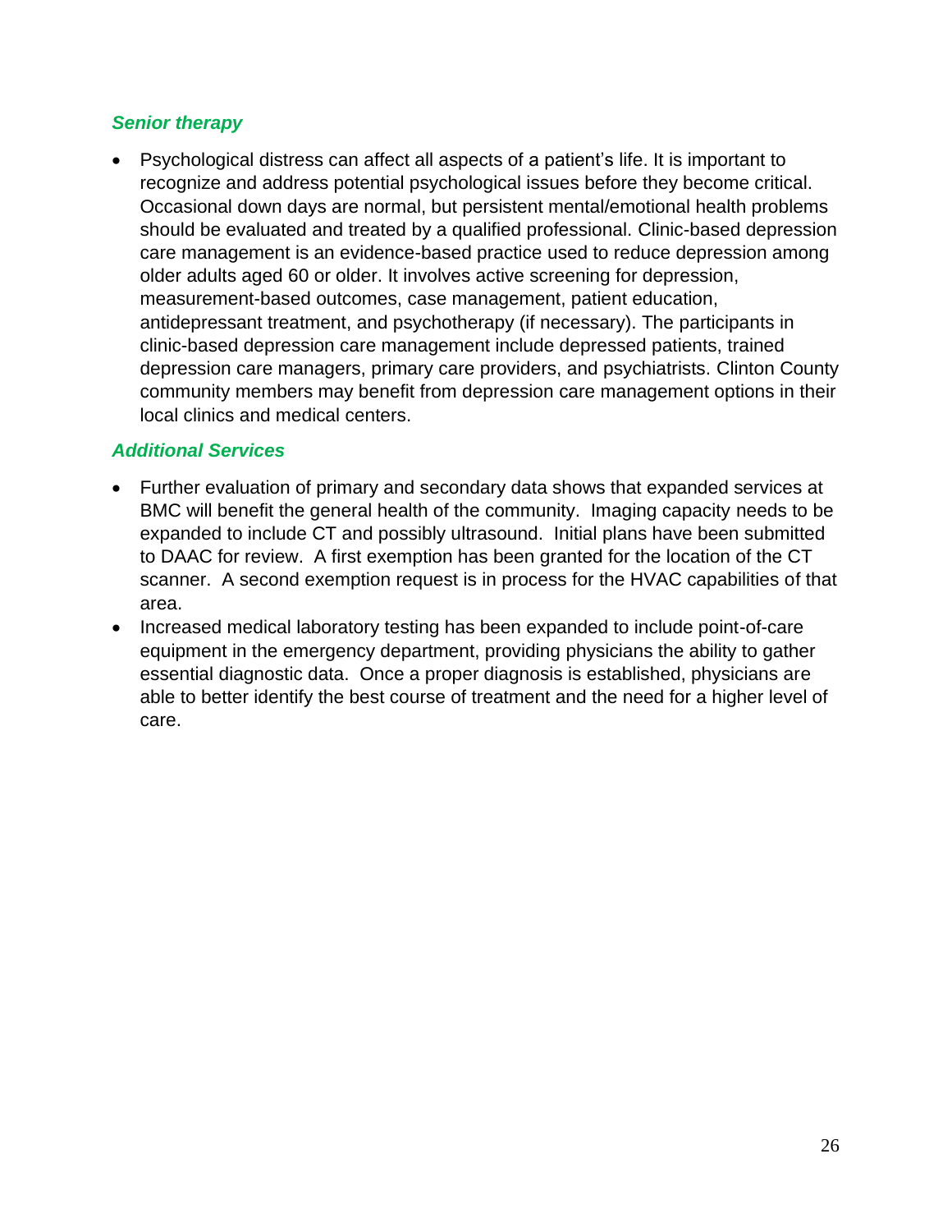### *Senior therapy*

- Psychological distress can affect all aspects of a patient's life. It is important to recognize and address potential psychological issues before they become critical. Occasional down days are normal, but persistent mental/emotional health problems should be evaluated and treated by a qualified professional. Clinic-based depression care management is an evidence-based practice used to reduce depression among older adults aged 60 or older. It involves active screening for depression, measurement-based outcomes, case management, patient education, antidepressant treatment, and psychotherapy (if necessary). The participants in clinic-based depression care management include depressed patients, trained depression care managers, primary care providers, and psychiatrists. Clinton County community members may benefit from depression care management options in their local clinics and medical centers.

### *Additional Services*

- Further evaluation of primary and secondary data shows that expanded services at BMC will benefit the general health of the community. Imaging capacity needs to be expanded to include CT and possibly ultrasound. Initial plans have been submitted to DAAC for review. A first exemption has been granted for the location of the CT scanner. A second exemption request is in process for the HVAC capabilities of that area.
- Increased medical laboratory testing has been expanded to include point-of-care equipment in the emergency department, providing physicians the ability to gather essential diagnostic data. Once a proper diagnosis is established, physicians are able to better identify the best course of treatment and the need for a higher level of care.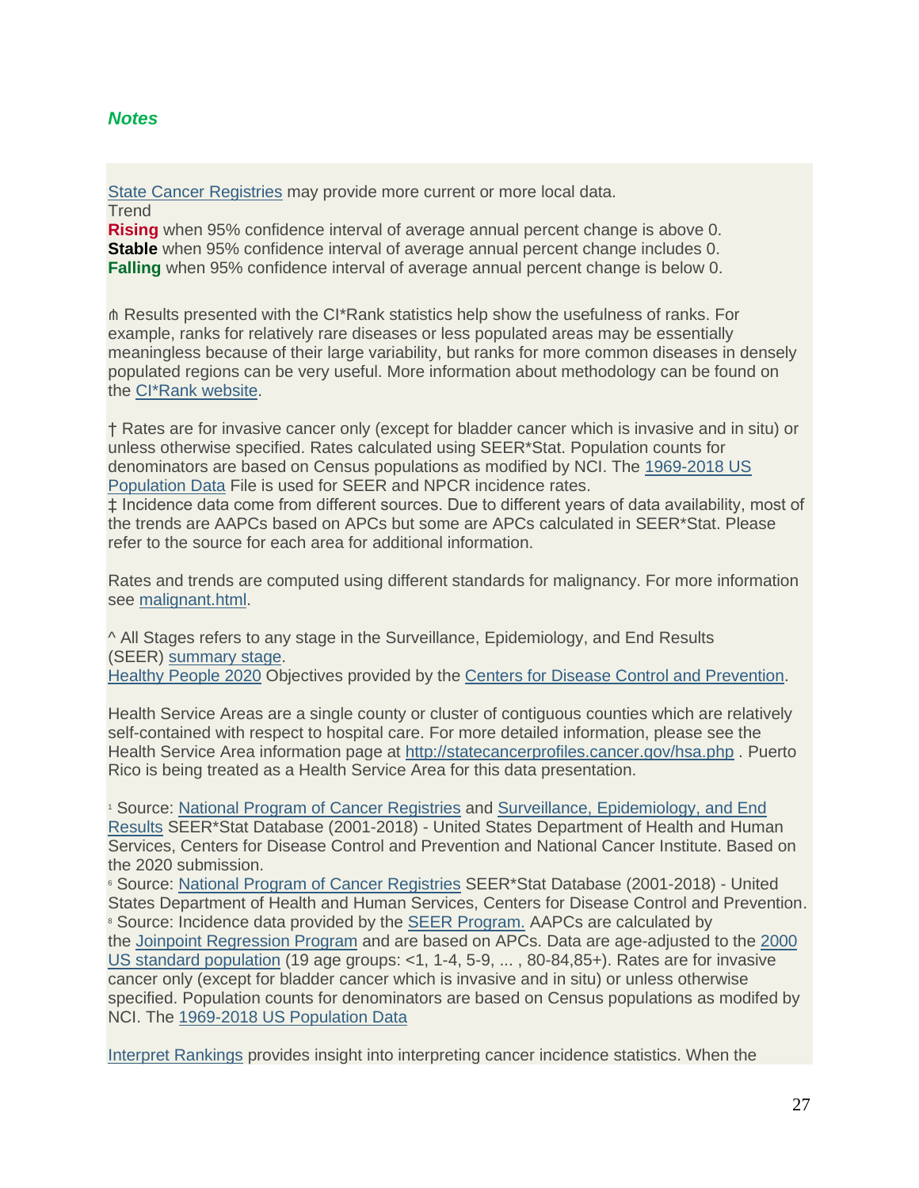***Notes***

State Cancer Registries may provide more current or more local data.
Trend
**Rising** when 95% confidence interval of average annual percent change is above 0.
**Stable** when 95% confidence interval of average annual percent change includes 0.
**Falling** when 95% confidence interval of average annual percent change is below 0.

⋔ Results presented with the CI*Rank statistics help show the usefulness of ranks. For example, ranks for relatively rare diseases or less populated areas may be essentially meaningless because of their large variability, but ranks for more common diseases in densely populated regions can be very useful. More information about methodology can be found on the CI*Rank website.

† Rates are for invasive cancer only (except for bladder cancer which is invasive and in situ) or unless otherwise specified. Rates calculated using SEER*Stat. Population counts for denominators are based on Census populations as modified by NCI. The 1969-2018 US Population Data File is used for SEER and NPCR incidence rates.
‡ Incidence data come from different sources. Due to different years of data availability, most of the trends are AAPCs based on APCs but some are APCs calculated in SEER*Stat. Please refer to the source for each area for additional information.

Rates and trends are computed using different standards for malignancy. For more information see malignant.html.

^ All Stages refers to any stage in the Surveillance, Epidemiology, and End Results (SEER) summary stage.
Healthy People 2020 Objectives provided by the Centers for Disease Control and Prevention.

Health Service Areas are a single county or cluster of contiguous counties which are relatively self-contained with respect to hospital care. For more detailed information, please see the Health Service Area information page at http://statecancerprofiles.cancer.gov/hsa.php . Puerto Rico is being treated as a Health Service Area for this data presentation.

[1] Source: National Program of Cancer Registries and Surveillance, Epidemiology, and End Results SEER*Stat Database (2001-2018) - United States Department of Health and Human Services, Centers for Disease Control and Prevention and National Cancer Institute. Based on the 2020 submission.
[6] Source: National Program of Cancer Registries SEER*Stat Database (2001-2018) - United States Department of Health and Human Services, Centers for Disease Control and Prevention.
[8] Source: Incidence data provided by the SEER Program. AAPCs are calculated by the Joinpoint Regression Program and are based on APCs. Data are age-adjusted to the 2000 US standard population (19 age groups: <1, 1-4, 5-9, ... , 80-84,85+). Rates are for invasive cancer only (except for bladder cancer which is invasive and in situ) or unless otherwise specified. Population counts for denominators are based on Census populations as modifed by NCI. The 1969-2018 US Population Data

Interpret Rankings provides insight into interpreting cancer incidence statistics. When the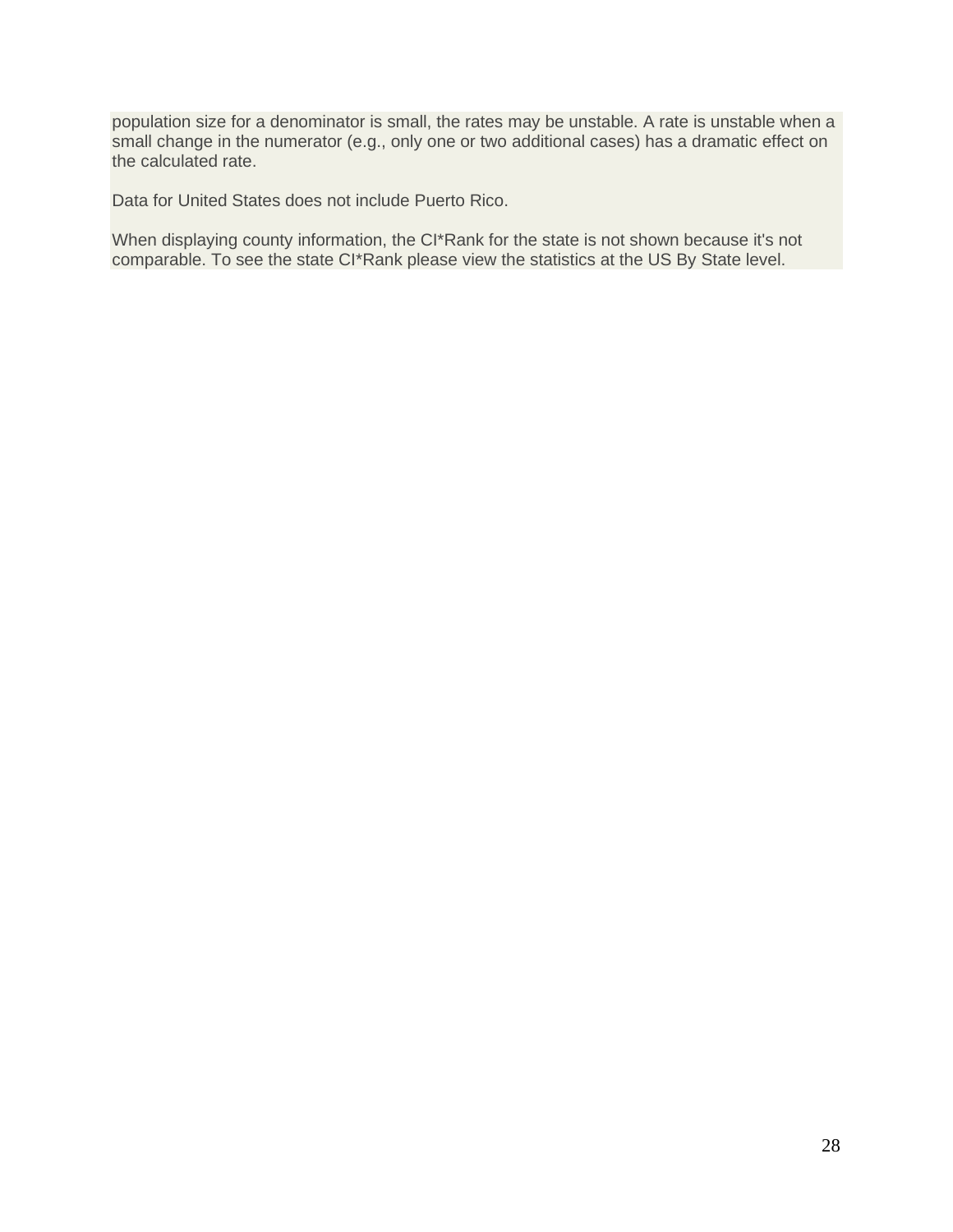population size for a denominator is small, the rates may be unstable. A rate is unstable when a small change in the numerator (e.g., only one or two additional cases) has a dramatic effect on the calculated rate.

Data for United States does not include Puerto Rico.

When displaying county information, the CI*Rank for the state is not shown because it's not comparable. To see the state CI*Rank please view the statistics at the US By State level.